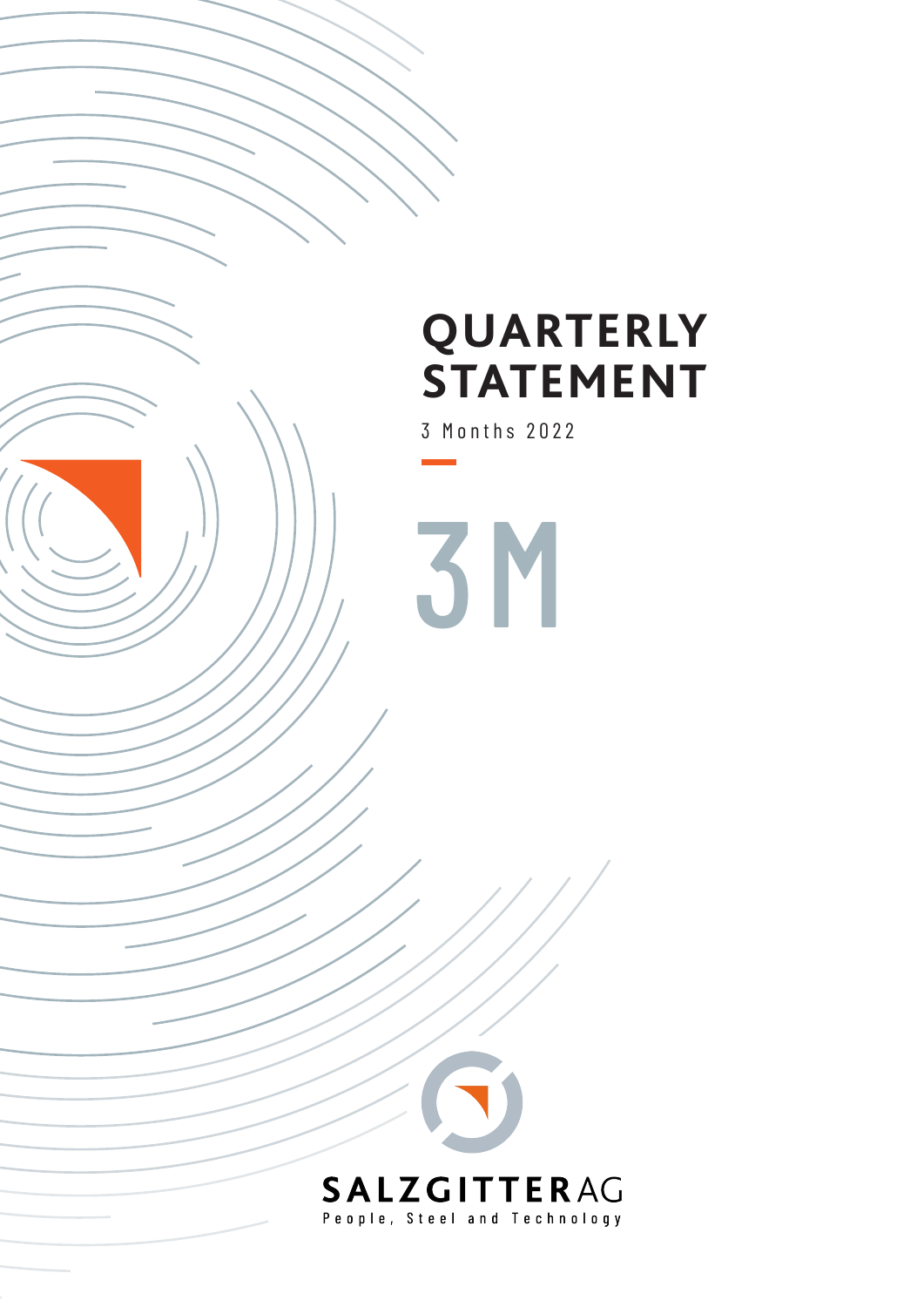# QUARTERLY STATEMENT

3 Months 2022

3M

SALZGITTER AG

People, Steel and Technology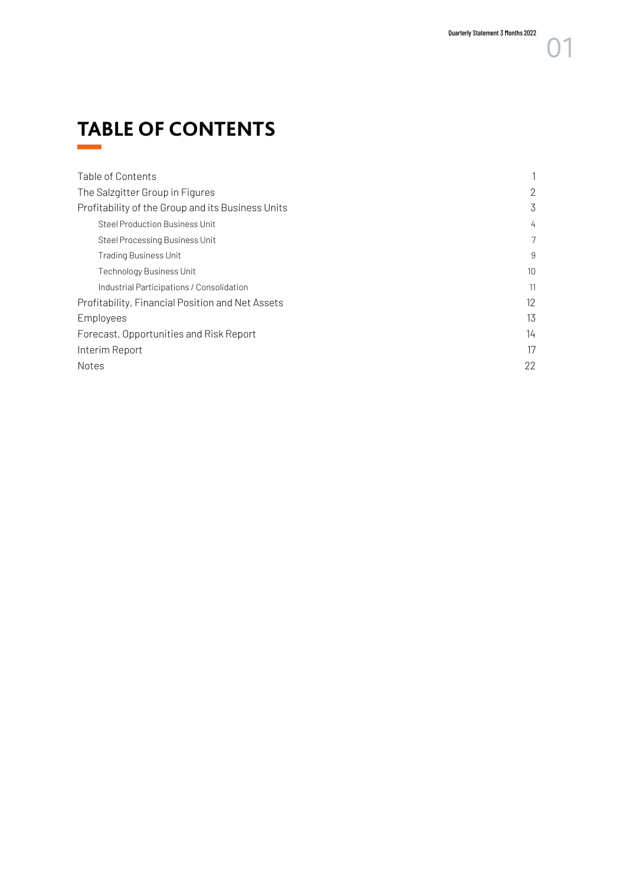# TABLE OF CONTENTS

| | |
|---|---|
| Table of Contents | 1 |
| The Salzgitter Group in Figures | 2 |
| Profitability of the Group and its Business Units | 3 |
| Steel Production Business Unit | 4 |
| Steel Processing Business Unit | 7 |
| Trading Business Unit | 9 |
| Technology Business Unit | 10 |
| Industrial Participations / Consolidation | 11 |
| Profitability, Financial Position and Net Assets | 12 |
| Employees | 13 |
| Forecast, Opportunities and Risk Report | 14 |
| Interim Report | 17 |
| Notes | 22 |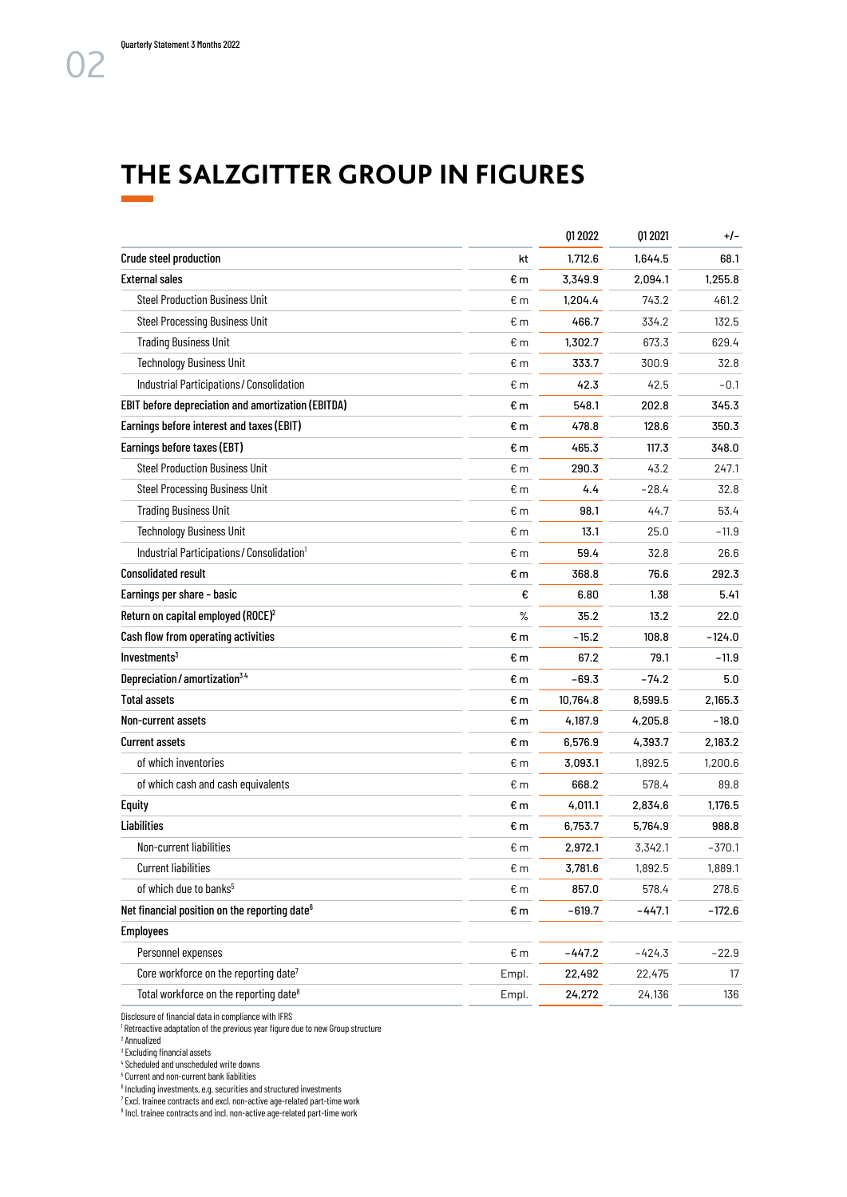# THE SALZGITTER GROUP IN FIGURES

| | | Q1 2022 | Q1 2021 | +/– |
|---|---|---|---|---|
| **Crude steel production** | kt | 1,712.6 | 1,644.5 | 68.1 |
| **External sales** | € m | 3,349.9 | 2,094.1 | 1,255.8 |
| Steel Production Business Unit | € m | 1,204.4 | 743.2 | 461.2 |
| Steel Processing Business Unit | € m | 466.7 | 334.2 | 132.5 |
| Trading Business Unit | € m | 1,302.7 | 673.3 | 629.4 |
| Technology Business Unit | € m | 333.7 | 300.9 | 32.8 |
| Industrial Participations / Consolidation | € m | 42.3 | 42.5 | –0.1 |
| **EBIT before depreciation and amortization (EBITDA)** | € m | 548.1 | 202.8 | 345.3 |
| **Earnings before interest and taxes (EBIT)** | € m | 478.8 | 128.6 | 350.3 |
| **Earnings before taxes (EBT)** | € m | 465.3 | 117.3 | 348.0 |
| Steel Production Business Unit | € m | 290.3 | 43.2 | 247.1 |
| Steel Processing Business Unit | € m | 4.4 | –28.4 | 32.8 |
| Trading Business Unit | € m | 98.1 | 44.7 | 53.4 |
| Technology Business Unit | € m | 13.1 | 25.0 | –11.9 |
| Industrial Participations / Consolidation[1] | € m | 59.4 | 32.8 | 26.6 |
| **Consolidated result** | € m | 368.8 | 76.6 | 292.3 |
| **Earnings per share – basic** | € | 6.80 | 1.38 | 5.41 |
| **Return on capital employed (ROCE)**[2] | % | 35.2 | 13.2 | 22.0 |
| **Cash flow from operating activities** | € m | –15.2 | 108.8 | –124.0 |
| **Investments**[3] | € m | 67.2 | 79.1 | –11.9 |
| **Depreciation / amortization**[3,4] | € m | –69.3 | –74.2 | 5.0 |
| **Total assets** | € m | 10,764.8 | 8,599.5 | 2,165.3 |
| **Non-current assets** | € m | 4,187.9 | 4,205.8 | –18.0 |
| **Current assets** | € m | 6,576.9 | 4,393.7 | 2,183.2 |
| of which inventories | € m | 3,093.1 | 1,892.5 | 1,200.6 |
| of which cash and cash equivalents | € m | 668.2 | 578.4 | 89.8 |
| **Equity** | € m | 4,011.1 | 2,834.6 | 1,176.5 |
| **Liabilities** | € m | 6,753.7 | 5,764.9 | 988.8 |
| Non-current liabilities | € m | 2,972.1 | 3,342.1 | –370.1 |
| Current liabilities | € m | 3,781.6 | 1,892.5 | 1,889.1 |
| of which due to banks[5] | € m | 857.0 | 578.4 | 278.6 |
| **Net financial position on the reporting date**[6] | € m | –619.7 | –447.1 | –172.6 |
| **Employees** | | | | |
| Personnel expenses | € m | –447.2 | –424.3 | –22.9 |
| Core workforce on the reporting date[7] | Empl. | 22,492 | 22,475 | 17 |
| Total workforce on the reporting date[8] | Empl. | 24,272 | 24,136 | 136 |

Disclosure of financial data in compliance with IFRS

[1] Retroactive adaptation of the previous year figure due to new Group structure

[2] Annualized

[3] Excluding financial assets

[4] Scheduled and unscheduled write downs

[5] Current and non-current bank liabilities

[6] Including investments, e.g. securities and structured investments

[7] Excl. trainee contracts and excl. non-active age-related part-time work

[8] Incl. trainee contracts and incl. non-active age-related part-time work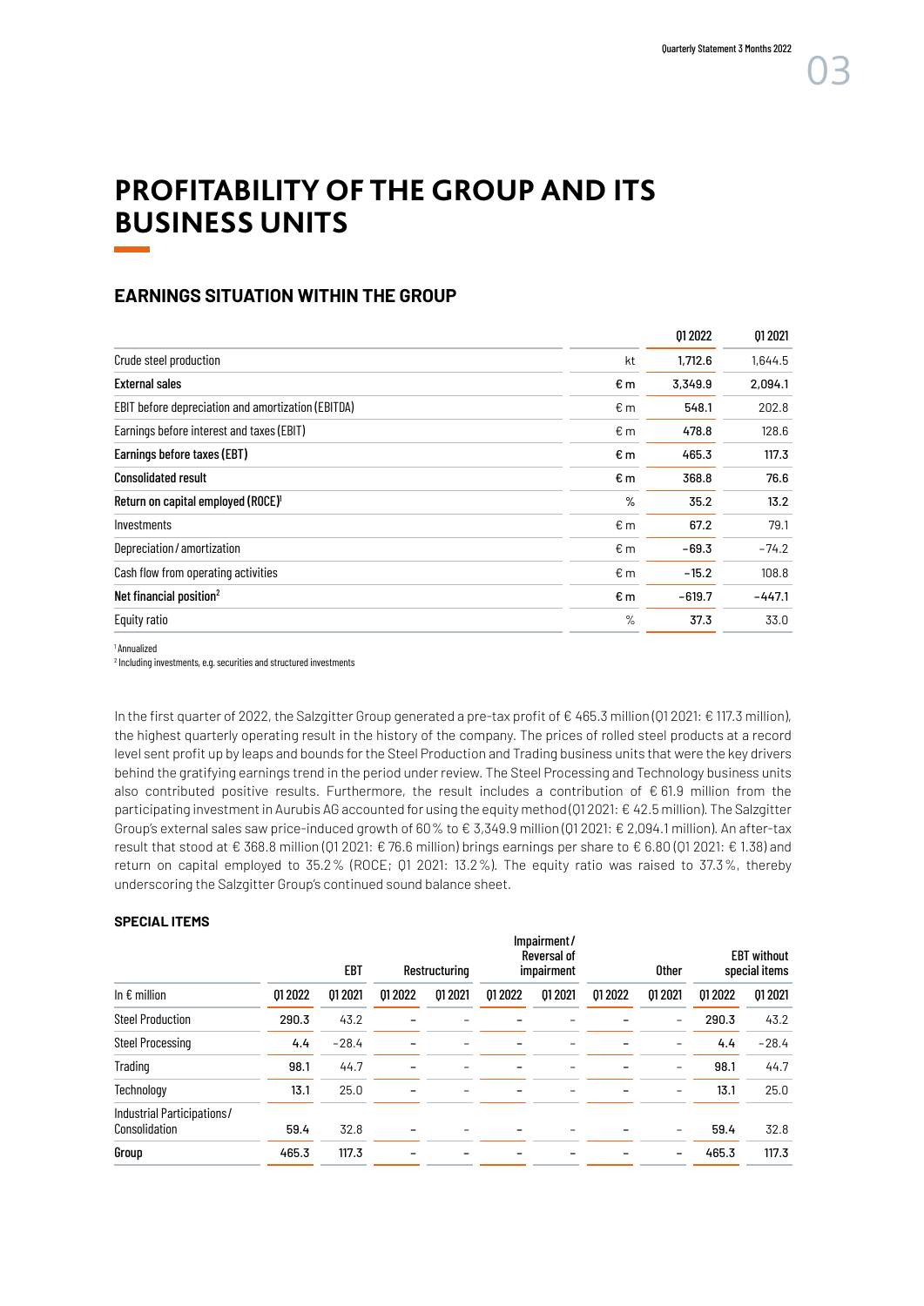# PROFITABILITY OF THE GROUP AND ITS BUSINESS UNITS

## EARNINGS SITUATION WITHIN THE GROUP

| | | Q1 2022 | Q1 2021 |
|---|---|---|---|
| Crude steel production | kt | 1,712.6 | 1,644.5 |
| **External sales** | **€ m** | **3,349.9** | **2,094.1** |
| EBIT before depreciation and amortization (EBITDA) | € m | 548.1 | 202.8 |
| Earnings before interest and taxes (EBIT) | € m | 478.8 | 128.6 |
| **Earnings before taxes (EBT)** | **€ m** | **465.3** | **117.3** |
| **Consolidated result** | **€ m** | **368.8** | **76.6** |
| **Return on capital employed (ROCE)[1]** | **%** | **35.2** | **13.2** |
| Investments | € m | 67.2 | 79.1 |
| Depreciation/amortization | € m | −69.3 | −74.2 |
| Cash flow from operating activities | € m | −15.2 | 108.8 |
| **Net financial position[2]** | **€ m** | **−619.7** | **−447.1** |
| Equity ratio | % | 37.3 | 33.0 |

[1] Annualized
[2] Including investments, e.g. securities and structured investments

In the first quarter of 2022, the Salzgitter Group generated a pre-tax profit of € 465.3 million (Q1 2021: € 117.3 million), the highest quarterly operating result in the history of the company. The prices of rolled steel products at a record level sent profit up by leaps and bounds for the Steel Production and Trading business units that were the key drivers behind the gratifying earnings trend in the period under review. The Steel Processing and Technology business units also contributed positive results. Furthermore, the result includes a contribution of € 61.9 million from the participating investment in Aurubis AG accounted for using the equity method (Q1 2021: € 42.5 million). The Salzgitter Group's external sales saw price-induced growth of 60 % to € 3,349.9 million (Q1 2021: € 2,094.1 million). An after-tax result that stood at € 368.8 million (Q1 2021: € 76.6 million) brings earnings per share to € 6.80 (Q1 2021: € 1.38) and return on capital employed to 35.2 % (ROCE; Q1 2021: 13.2 %). The equity ratio was raised to 37.3 %, thereby underscoring the Salzgitter Group's continued sound balance sheet.

### SPECIAL ITEMS

| | EBT | | Restructuring | | Impairment/ Reversal of impairment | | Other | | EBT without special items | |
|---|---|---|---|---|---|---|---|---|---|---|
| In € million | Q1 2022 | Q1 2021 | Q1 2022 | Q1 2021 | Q1 2022 | Q1 2021 | Q1 2022 | Q1 2021 | Q1 2022 | Q1 2021 |
| Steel Production | 290.3 | 43.2 | – | – | – | – | – | – | 290.3 | 43.2 |
| Steel Processing | 4.4 | −28.4 | – | – | – | – | – | – | 4.4 | −28.4 |
| Trading | 98.1 | 44.7 | – | – | – | – | – | – | 98.1 | 44.7 |
| Technology | 13.1 | 25.0 | – | – | – | – | – | – | 13.1 | 25.0 |
| Industrial Participations/ Consolidation | 59.4 | 32.8 | – | – | – | – | – | – | 59.4 | 32.8 |
| **Group** | **465.3** | **117.3** | **–** | **–** | **–** | **–** | **–** | **–** | **465.3** | **117.3** |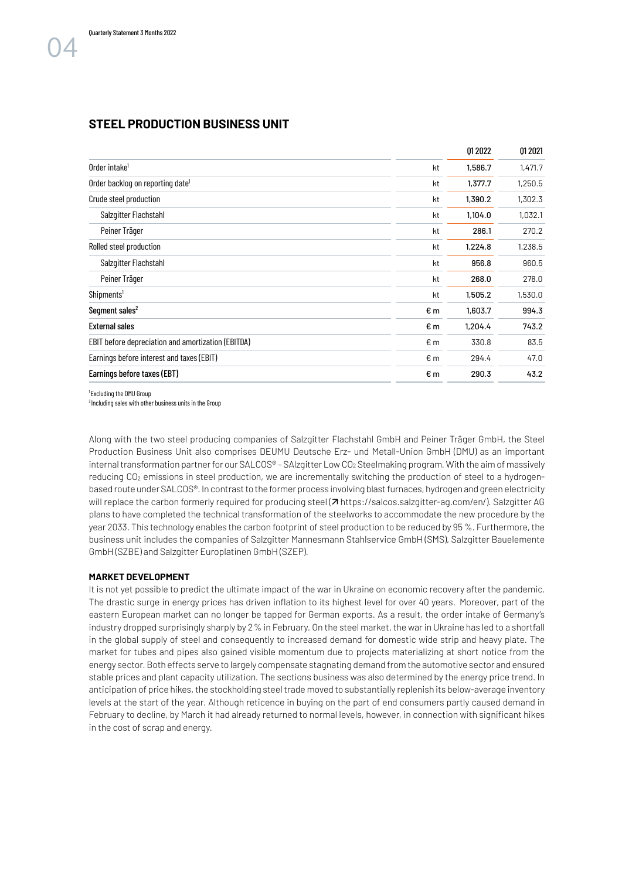## STEEL PRODUCTION BUSINESS UNIT

| | | Q1 2022 | Q1 2021 |
|---|---|---|---|
| Order intake[1] | kt | 1,586.7 | 1,471.7 |
| Order backlog on reporting date[1] | kt | 1,377.7 | 1,250.5 |
| Crude steel production | kt | 1,390.2 | 1,302.3 |
| Salzgitter Flachstahl | kt | 1,104.0 | 1,032.1 |
| Peiner Träger | kt | 286.1 | 270.2 |
| Rolled steel production | kt | 1,224.8 | 1,238.5 |
| Salzgitter Flachstahl | kt | 956.8 | 960.5 |
| Peiner Träger | kt | 268.0 | 278.0 |
| Shipments[1] | kt | 1,505.2 | 1,530.0 |
| **Segment sales[2]** | **€ m** | **1,603.7** | **994.3** |
| External sales | € m | 1,204.4 | 743.2 |
| EBIT before depreciation and amortization (EBITDA) | € m | 330.8 | 83.5 |
| Earnings before interest and taxes (EBIT) | € m | 294.4 | 47.0 |
| **Earnings before taxes (EBT)** | **€ m** | **290.3** | **43.2** |

[1] Excluding the DMU Group
[2] Including sales with other business units in the Group

Along with the two steel producing companies of Salzgitter Flachstahl GmbH and Peiner Träger GmbH, the Steel Production Business Unit also comprises DEUMU Deutsche Erz- und Metall-Union GmbH (DMU) as an important internal transformation partner for our SALCOS® – SAlzgitter Low $CO_2$ Steelmaking program. With the aim of massively reducing $CO_2$ emissions in steel production, we are incrementally switching the production of steel to a hydrogen-based route under SALCOS®. In contrast to the former process involving blast furnaces, hydrogen and green electricity will replace the carbon formerly required for producing steel (↗ https://salcos.salzgitter-ag.com/en/). Salzgitter AG plans to have completed the technical transformation of the steelworks to accommodate the new procedure by the year 2033. This technology enables the carbon footprint of steel production to be reduced by 95 %. Furthermore, the business unit includes the companies of Salzgitter Mannesmann Stahlservice GmbH (SMS), Salzgitter Bauelemente GmbH (SZBE) and Salzgitter Europlatinen GmbH (SZEP).

### MARKET DEVELOPMENT

It is not yet possible to predict the ultimate impact of the war in Ukraine on economic recovery after the pandemic. The drastic surge in energy prices has driven inflation to its highest level for over 40 years. Moreover, part of the eastern European market can no longer be tapped for German exports. As a result, the order intake of Germany's industry dropped surprisingly sharply by 2 % in February. On the steel market, the war in Ukraine has led to a shortfall in the global supply of steel and consequently to increased demand for domestic wide strip and heavy plate. The market for tubes and pipes also gained visible momentum due to projects materializing at short notice from the energy sector. Both effects serve to largely compensate stagnating demand from the automotive sector and ensured stable prices and plant capacity utilization. The sections business was also determined by the energy price trend. In anticipation of price hikes, the stockholding steel trade moved to substantially replenish its below-average inventory levels at the start of the year. Although reticence in buying on the part of end consumers partly caused demand in February to decline, by March it had already returned to normal levels, however, in connection with significant hikes in the cost of scrap and energy.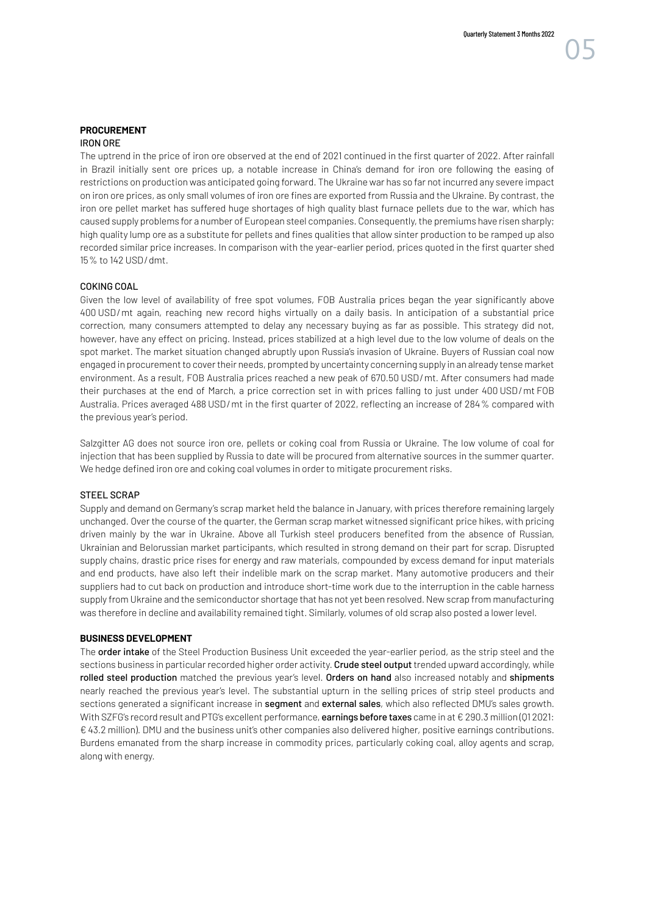## PROCUREMENT

### IRON ORE

The uptrend in the price of iron ore observed at the end of 2021 continued in the first quarter of 2022. After rainfall in Brazil initially sent ore prices up, a notable increase in China's demand for iron ore following the easing of restrictions on production was anticipated going forward. The Ukraine war has so far not incurred any severe impact on iron ore prices, as only small volumes of iron ore fines are exported from Russia and the Ukraine. By contrast, the iron ore pellet market has suffered huge shortages of high quality blast furnace pellets due to the war, which has caused supply problems for a number of European steel companies. Consequently, the premiums have risen sharply; high quality lump ore as a substitute for pellets and fines qualities that allow sinter production to be ramped up also recorded similar price increases. In comparison with the year-earlier period, prices quoted in the first quarter shed 15 % to 142 USD / dmt.

### COKING COAL

Given the low level of availability of free spot volumes, FOB Australia prices began the year significantly above 400 USD / mt again, reaching new record highs virtually on a daily basis. In anticipation of a substantial price correction, many consumers attempted to delay any necessary buying as far as possible. This strategy did not, however, have any effect on pricing. Instead, prices stabilized at a high level due to the low volume of deals on the spot market. The market situation changed abruptly upon Russia's invasion of Ukraine. Buyers of Russian coal now engaged in procurement to cover their needs, prompted by uncertainty concerning supply in an already tense market environment. As a result, FOB Australia prices reached a new peak of 670.50 USD / mt. After consumers had made their purchases at the end of March, a price correction set in with prices falling to just under 400 USD / mt FOB Australia. Prices averaged 488 USD / mt in the first quarter of 2022, reflecting an increase of 284 % compared with the previous year's period.

Salzgitter AG does not source iron ore, pellets or coking coal from Russia or Ukraine. The low volume of coal for injection that has been supplied by Russia to date will be procured from alternative sources in the summer quarter. We hedge defined iron ore and coking coal volumes in order to mitigate procurement risks.

### STEEL SCRAP

Supply and demand on Germany's scrap market held the balance in January, with prices therefore remaining largely unchanged. Over the course of the quarter, the German scrap market witnessed significant price hikes, with pricing driven mainly by the war in Ukraine. Above all Turkish steel producers benefited from the absence of Russian, Ukrainian and Belorussian market participants, which resulted in strong demand on their part for scrap. Disrupted supply chains, drastic price rises for energy and raw materials, compounded by excess demand for input materials and end products, have also left their indelible mark on the scrap market. Many automotive producers and their suppliers had to cut back on production and introduce short-time work due to the interruption in the cable harness supply from Ukraine and the semiconductor shortage that has not yet been resolved. New scrap from manufacturing was therefore in decline and availability remained tight. Similarly, volumes of old scrap also posted a lower level.

## BUSINESS DEVELOPMENT

The **order intake** of the Steel Production Business Unit exceeded the year-earlier period, as the strip steel and the sections business in particular recorded higher order activity. **Crude steel output** trended upward accordingly, while **rolled steel production** matched the previous year's level. **Orders on hand** also increased notably and **shipments** nearly reached the previous year's level. The substantial upturn in the selling prices of strip steel products and sections generated a significant increase in **segment** and **external sales**, which also reflected DMU's sales growth. With SZFG's record result and PTG's excellent performance, **earnings before taxes** came in at € 290.3 million (Q1 2021: € 43.2 million). DMU and the business unit's other companies also delivered higher, positive earnings contributions. Burdens emanated from the sharp increase in commodity prices, particularly coking coal, alloy agents and scrap, along with energy.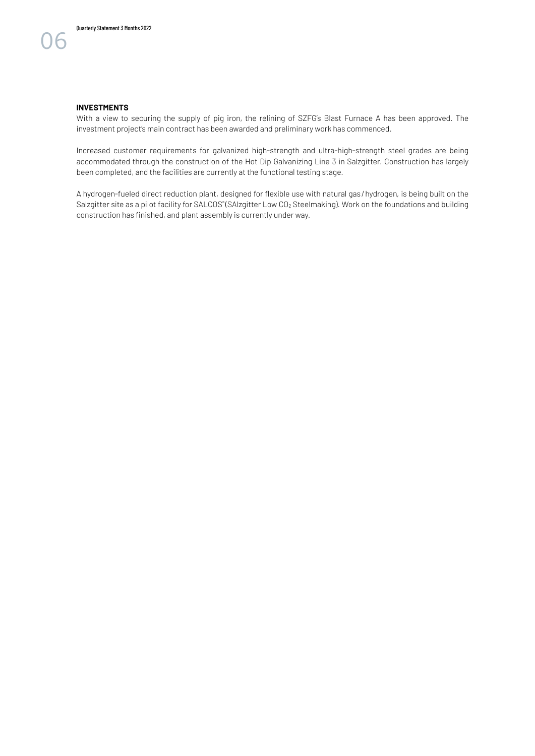**INVESTMENTS**

With a view to securing the supply of pig iron, the relining of SZFG's Blast Furnace A has been approved. The investment project's main contract has been awarded and preliminary work has commenced.

Increased customer requirements for galvanized high-strength and ultra-high-strength steel grades are being accommodated through the construction of the Hot Dip Galvanizing Line 3 in Salzgitter. Construction has largely been completed, and the facilities are currently at the functional testing stage.

A hydrogen-fueled direct reduction plant, designed for flexible use with natural gas / hydrogen, is being built on the Salzgitter site as a pilot facility for SALCOS® (SAlzgitter Low $CO_2$ Steelmaking). Work on the foundations and building construction has finished, and plant assembly is currently under way.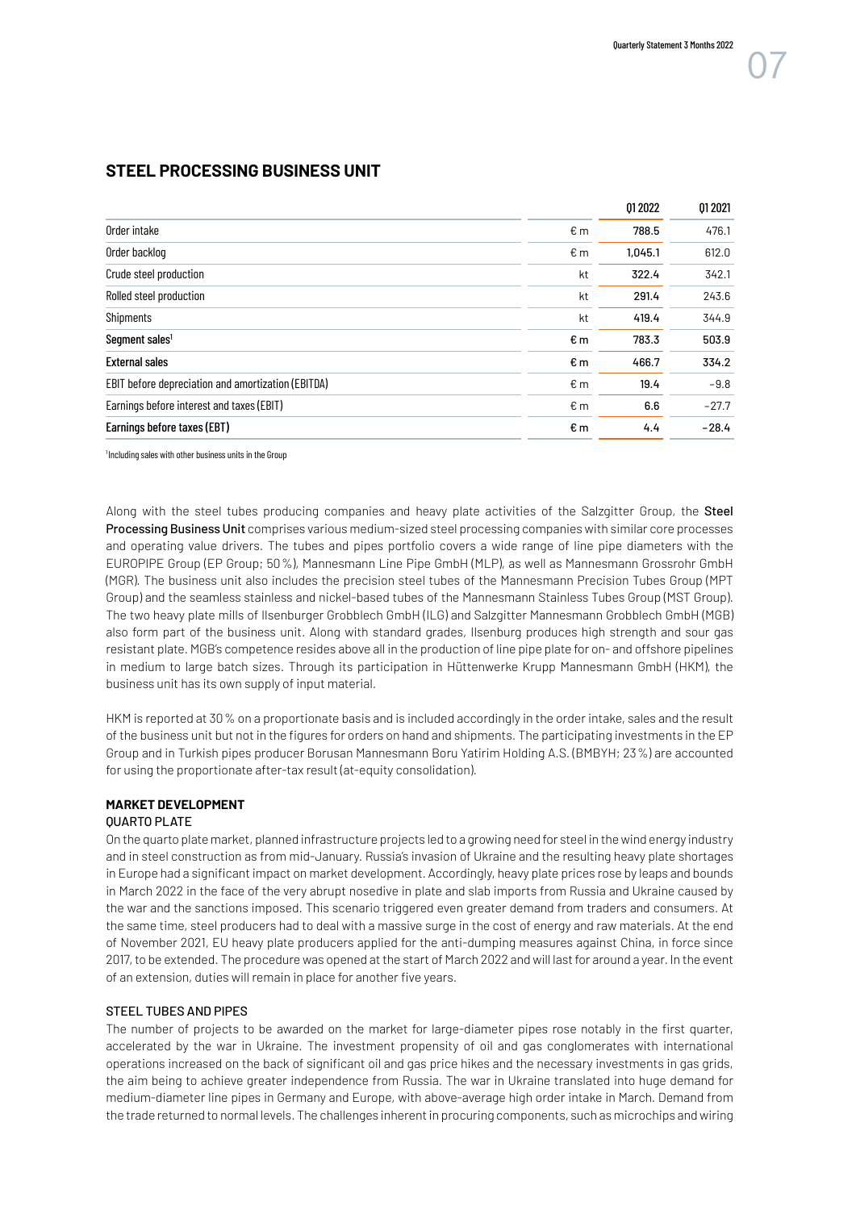## STEEL PROCESSING BUSINESS UNIT

| | | Q1 2022 | Q1 2021 |
|---|---|---|---|
| Order intake | € m | 788.5 | 476.1 |
| Order backlog | € m | 1,045.1 | 612.0 |
| Crude steel production | kt | 322.4 | 342.1 |
| Rolled steel production | kt | 291.4 | 243.6 |
| Shipments | kt | 419.4 | 344.9 |
| **Segment sales**[1] | **€ m** | **783.3** | **503.9** |
| **External sales** | **€ m** | **466.7** | **334.2** |
| EBIT before depreciation and amortization (EBITDA) | € m | 19.4 | −9.8 |
| Earnings before interest and taxes (EBIT) | € m | 6.6 | −27.7 |
| **Earnings before taxes (EBT)** | **€ m** | **4.4** | **−28.4** |

[1] Including sales with other business units in the Group

Along with the steel tubes producing companies and heavy plate activities of the Salzgitter Group, the **Steel Processing Business Unit** comprises various medium-sized steel processing companies with similar core processes and operating value drivers. The tubes and pipes portfolio covers a wide range of line pipe diameters with the EUROPIPE Group (EP Group; 50 %), Mannesmann Line Pipe GmbH (MLP), as well as Mannesmann Grossrohr GmbH (MGR). The business unit also includes the precision steel tubes of the Mannesmann Precision Tubes Group (MPT Group) and the seamless stainless and nickel-based tubes of the Mannesmann Stainless Tubes Group (MST Group). The two heavy plate mills of Ilsenburger Grobblech GmbH (ILG) and Salzgitter Mannesmann Grobblech GmbH (MGB) also form part of the business unit. Along with standard grades, Ilsenburg produces high strength and sour gas resistant plate. MGB's competence resides above all in the production of line pipe plate for on- and offshore pipelines in medium to large batch sizes. Through its participation in Hüttenwerke Krupp Mannesmann GmbH (HKM), the business unit has its own supply of input material.

HKM is reported at 30 % on a proportionate basis and is included accordingly in the order intake, sales and the result of the business unit but not in the figures for orders on hand and shipments. The participating investments in the EP Group and in Turkish pipes producer Borusan Mannesmann Boru Yatirim Holding A.S. (BMBYH; 23 %) are accounted for using the proportionate after-tax result (at-equity consolidation).

### MARKET DEVELOPMENT

QUARTO PLATE

On the quarto plate market, planned infrastructure projects led to a growing need for steel in the wind energy industry and in steel construction as from mid-January. Russia's invasion of Ukraine and the resulting heavy plate shortages in Europe had a significant impact on market development. Accordingly, heavy plate prices rose by leaps and bounds in March 2022 in the face of the very abrupt nosedive in plate and slab imports from Russia and Ukraine caused by the war and the sanctions imposed. This scenario triggered even greater demand from traders and consumers. At the same time, steel producers had to deal with a massive surge in the cost of energy and raw materials. At the end of November 2021, EU heavy plate producers applied for the anti-dumping measures against China, in force since 2017, to be extended. The procedure was opened at the start of March 2022 and will last for around a year. In the event of an extension, duties will remain in place for another five years.

STEEL TUBES AND PIPES

The number of projects to be awarded on the market for large-diameter pipes rose notably in the first quarter, accelerated by the war in Ukraine. The investment propensity of oil and gas conglomerates with international operations increased on the back of significant oil and gas price hikes and the necessary investments in gas grids, the aim being to achieve greater independence from Russia. The war in Ukraine translated into huge demand for medium-diameter line pipes in Germany and Europe, with above-average high order intake in March. Demand from the trade returned to normal levels. The challenges inherent in procuring components, such as microchips and wiring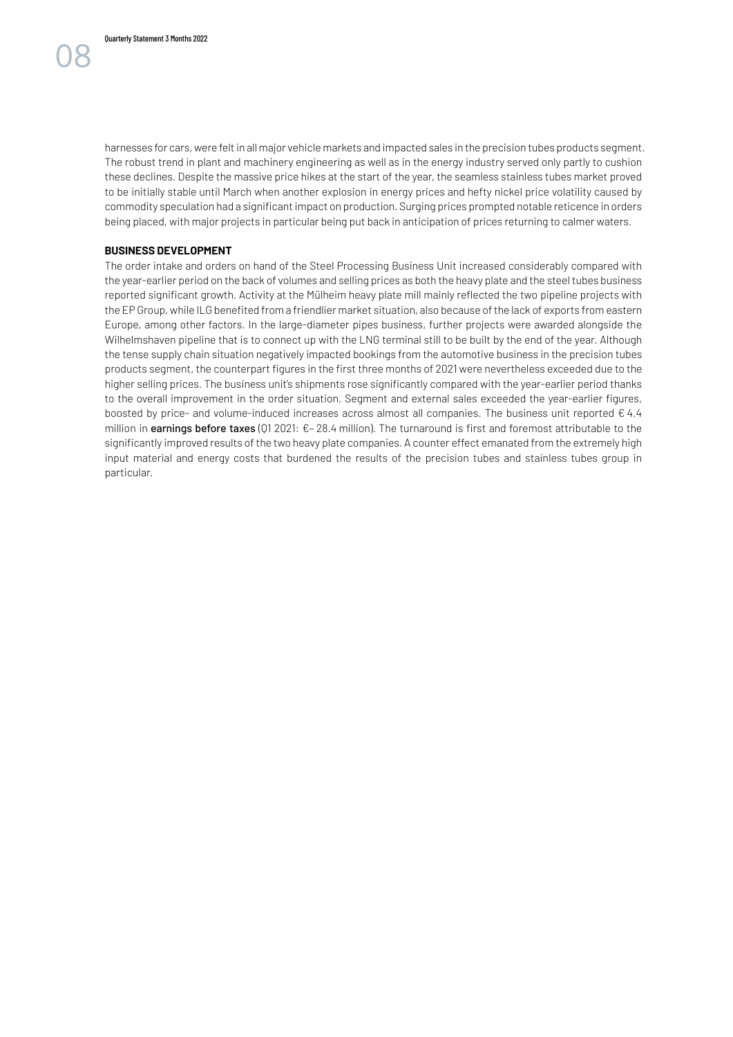harnesses for cars, were felt in all major vehicle markets and impacted sales in the precision tubes products segment. The robust trend in plant and machinery engineering as well as in the energy industry served only partly to cushion these declines. Despite the massive price hikes at the start of the year, the seamless stainless tubes market proved to be initially stable until March when another explosion in energy prices and hefty nickel price volatility caused by commodity speculation had a significant impact on production. Surging prices prompted notable reticence in orders being placed, with major projects in particular being put back in anticipation of prices returning to calmer waters.

**BUSINESS DEVELOPMENT**

The order intake and orders on hand of the Steel Processing Business Unit increased considerably compared with the year-earlier period on the back of volumes and selling prices as both the heavy plate and the steel tubes business reported significant growth. Activity at the Mülheim heavy plate mill mainly reflected the two pipeline projects with the EP Group, while ILG benefited from a friendlier market situation, also because of the lack of exports from eastern Europe, among other factors. In the large-diameter pipes business, further projects were awarded alongside the Wilhelmshaven pipeline that is to connect up with the LNG terminal still to be built by the end of the year. Although the tense supply chain situation negatively impacted bookings from the automotive business in the precision tubes products segment, the counterpart figures in the first three months of 2021 were nevertheless exceeded due to the higher selling prices. The business unit's shipments rose significantly compared with the year-earlier period thanks to the overall improvement in the order situation. Segment and external sales exceeded the year-earlier figures, boosted by price- and volume-induced increases across almost all companies. The business unit reported € 4.4 million in **earnings before taxes** (Q1 2021: €– 28.4 million). The turnaround is first and foremost attributable to the significantly improved results of the two heavy plate companies. A counter effect emanated from the extremely high input material and energy costs that burdened the results of the precision tubes and stainless tubes group in particular.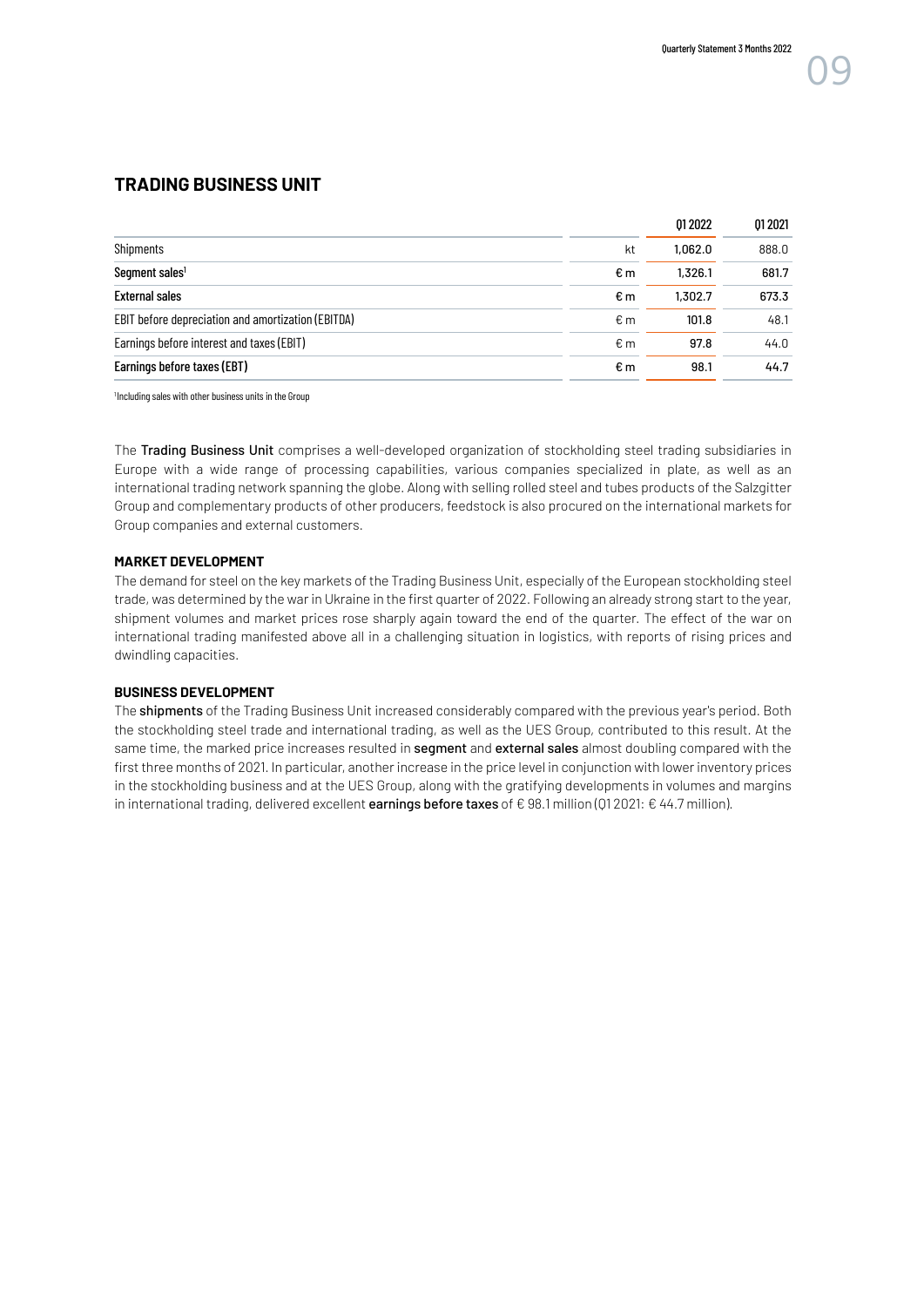## TRADING BUSINESS UNIT

| | | Q1 2022 | Q1 2021 |
|---|---|---|---|
| Shipments | kt | 1,062.0 | 888.0 |
| **Segment sales**[1] | € m | 1,326.1 | 681.7 |
| **External sales** | € m | 1,302.7 | 673.3 |
| EBIT before depreciation and amortization (EBITDA) | € m | 101.8 | 48.1 |
| Earnings before interest and taxes (EBIT) | € m | 97.8 | 44.0 |
| **Earnings before taxes (EBT)** | € m | 98.1 | 44.7 |

[1]Including sales with other business units in the Group

The **Trading Business Unit** comprises a well-developed organization of stockholding steel trading subsidiaries in Europe with a wide range of processing capabilities, various companies specialized in plate, as well as an international trading network spanning the globe. Along with selling rolled steel and tubes products of the Salzgitter Group and complementary products of other producers, feedstock is also procured on the international markets for Group companies and external customers.

### MARKET DEVELOPMENT

The demand for steel on the key markets of the Trading Business Unit, especially of the European stockholding steel trade, was determined by the war in Ukraine in the first quarter of 2022. Following an already strong start to the year, shipment volumes and market prices rose sharply again toward the end of the quarter. The effect of the war on international trading manifested above all in a challenging situation in logistics, with reports of rising prices and dwindling capacities.

### BUSINESS DEVELOPMENT

The **shipments** of the Trading Business Unit increased considerably compared with the previous year's period. Both the stockholding steel trade and international trading, as well as the UES Group, contributed to this result. At the same time, the marked price increases resulted in **segment** and **external sales** almost doubling compared with the first three months of 2021. In particular, another increase in the price level in conjunction with lower inventory prices in the stockholding business and at the UES Group, along with the gratifying developments in volumes and margins in international trading, delivered excellent **earnings before taxes** of € 98.1 million (Q1 2021: € 44.7 million).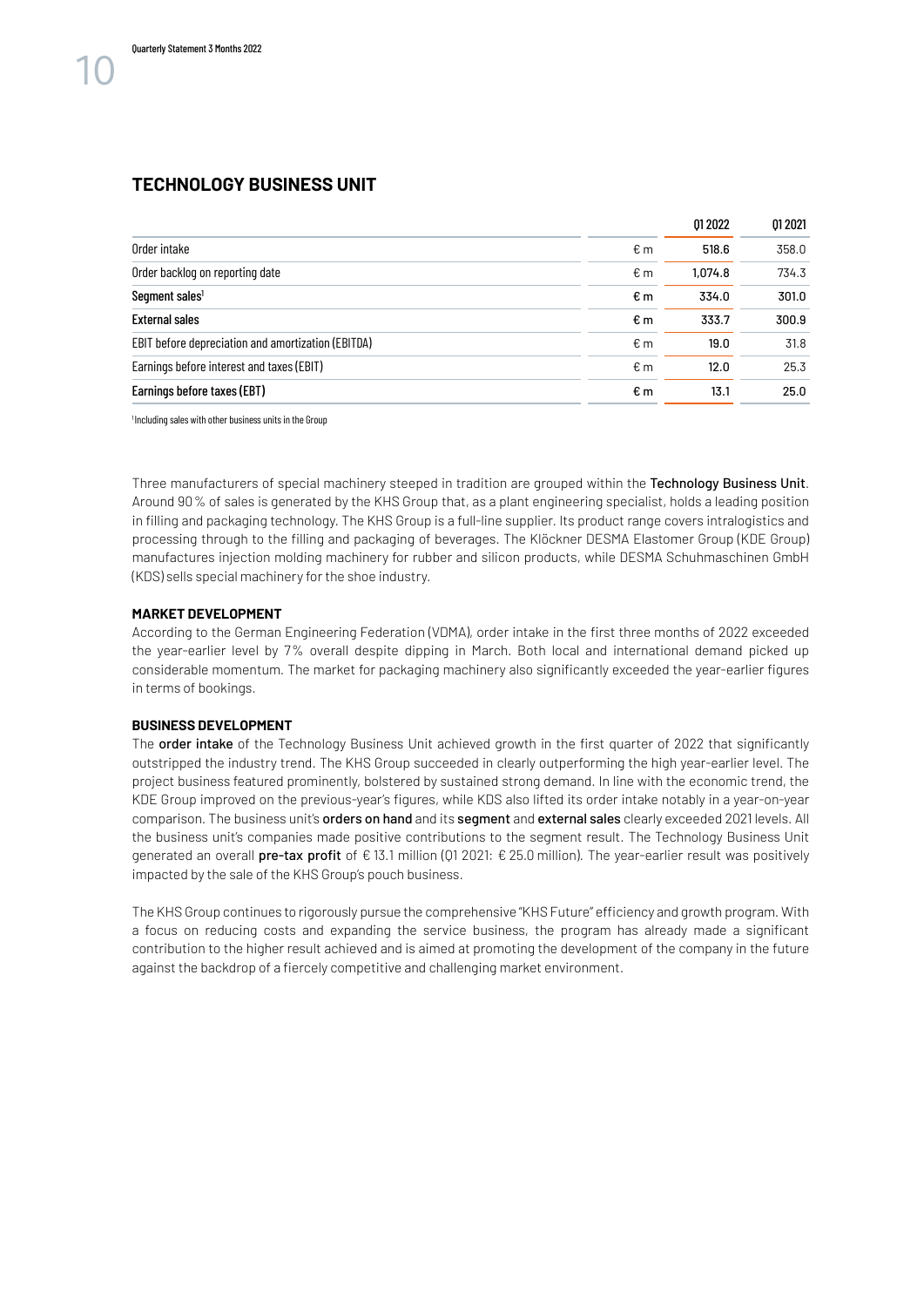## TECHNOLOGY BUSINESS UNIT

| | | Q1 2022 | Q1 2021 |
|---|---|---|---|
| Order intake | € m | 518.6 | 358.0 |
| Order backlog on reporting date | € m | 1,074.8 | 734.3 |
| **Segment sales**[1] | **€ m** | **334.0** | **301.0** |
| **External sales** | **€ m** | **333.7** | **300.9** |
| EBIT before depreciation and amortization (EBITDA) | € m | 19.0 | 31.8 |
| Earnings before interest and taxes (EBIT) | € m | 12.0 | 25.3 |
| **Earnings before taxes (EBT)** | **€ m** | **13.1** | **25.0** |

[1] Including sales with other business units in the Group

Three manufacturers of special machinery steeped in tradition are grouped within the **Technology Business Unit**. Around 90 % of sales is generated by the KHS Group that, as a plant engineering specialist, holds a leading position in filling and packaging technology. The KHS Group is a full-line supplier. Its product range covers intralogistics and processing through to the filling and packaging of beverages. The Klöckner DESMA Elastomer Group (KDE Group) manufactures injection molding machinery for rubber and silicon products, while DESMA Schuhmaschinen GmbH (KDS) sells special machinery for the shoe industry.

### MARKET DEVELOPMENT

According to the German Engineering Federation (VDMA), order intake in the first three months of 2022 exceeded the year-earlier level by 7 % overall despite dipping in March. Both local and international demand picked up considerable momentum. The market for packaging machinery also significantly exceeded the year-earlier figures in terms of bookings.

### BUSINESS DEVELOPMENT

The **order intake** of the Technology Business Unit achieved growth in the first quarter of 2022 that significantly outstripped the industry trend. The KHS Group succeeded in clearly outperforming the high year-earlier level. The project business featured prominently, bolstered by sustained strong demand. In line with the economic trend, the KDE Group improved on the previous-year's figures, while KDS also lifted its order intake notably in a year-on-year comparison. The business unit's **orders on hand** and its **segment** and **external sales** clearly exceeded 2021 levels. All the business unit's companies made positive contributions to the segment result. The Technology Business Unit generated an overall **pre-tax profit** of € 13.1 million (Q1 2021: € 25.0 million). The year-earlier result was positively impacted by the sale of the KHS Group's pouch business.

The KHS Group continues to rigorously pursue the comprehensive "KHS Future" efficiency and growth program. With a focus on reducing costs and expanding the service business, the program has already made a significant contribution to the higher result achieved and is aimed at promoting the development of the company in the future against the backdrop of a fiercely competitive and challenging market environment.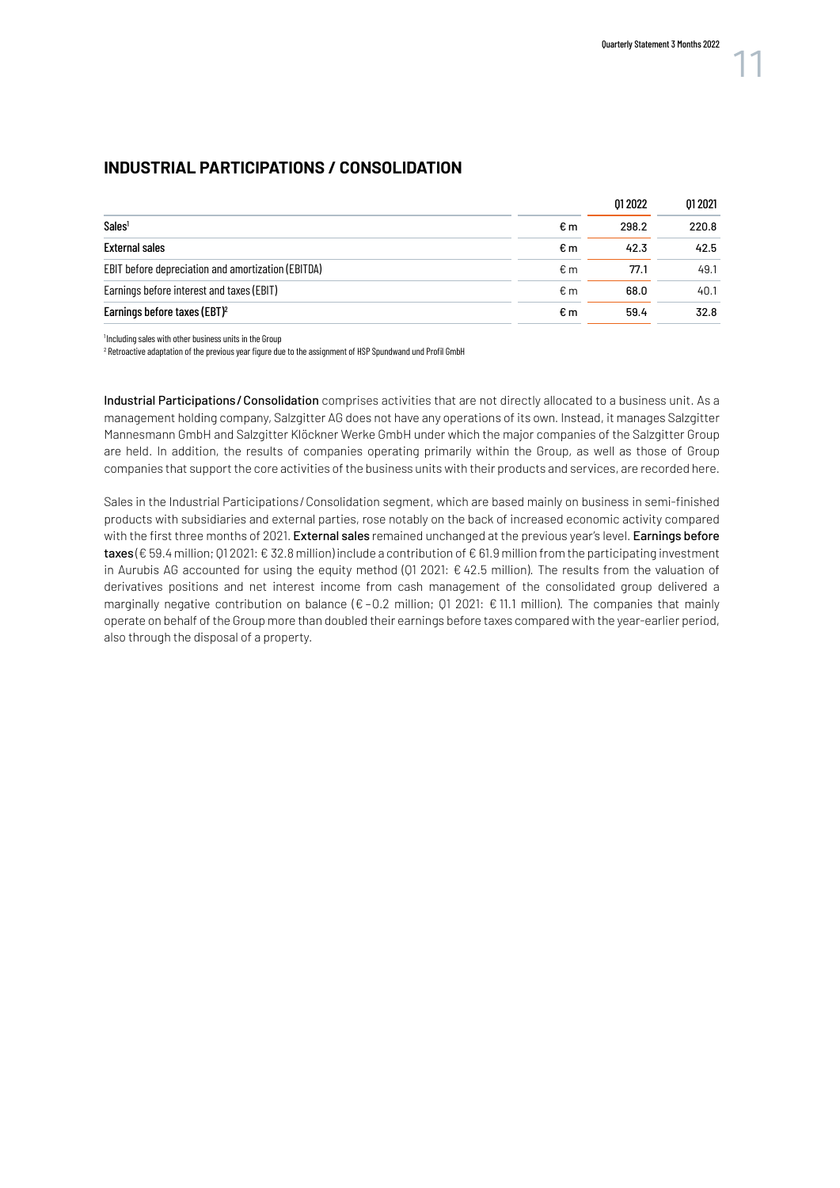## INDUSTRIAL PARTICIPATIONS / CONSOLIDATION

| | | Q1 2022 | Q1 2021 |
|---|---|---|---|
| **Sales**[1] | € m | 298.2 | 220.8 |
| **External sales** | € m | 42.3 | 42.5 |
| EBIT before depreciation and amortization (EBITDA) | € m | 77.1 | 49.1 |
| Earnings before interest and taxes (EBIT) | € m | 68.0 | 40.1 |
| **Earnings before taxes (EBT)**[2] | € m | 59.4 | 32.8 |

[1] Including sales with other business units in the Group

[2] Retroactive adaptation of the previous year figure due to the assignment of HSP Spundwand und Profil GmbH

Industrial Participations / Consolidation comprises activities that are not directly allocated to a business unit. As a management holding company, Salzgitter AG does not have any operations of its own. Instead, it manages Salzgitter Mannesmann GmbH and Salzgitter Klöckner Werke GmbH under which the major companies of the Salzgitter Group are held. In addition, the results of companies operating primarily within the Group, as well as those of Group companies that support the core activities of the business units with their products and services, are recorded here.

Sales in the Industrial Participations / Consolidation segment, which are based mainly on business in semi-finished products with subsidiaries and external parties, rose notably on the back of increased economic activity compared with the first three months of 2021. External sales remained unchanged at the previous year's level. Earnings before taxes (€ 59.4 million; Q1 2021: € 32.8 million) include a contribution of € 61.9 million from the participating investment in Aurubis AG accounted for using the equity method (Q1 2021: € 42.5 million). The results from the valuation of derivatives positions and net interest income from cash management of the consolidated group delivered a marginally negative contribution on balance (€ –0.2 million; Q1 2021: € 11.1 million). The companies that mainly operate on behalf of the Group more than doubled their earnings before taxes compared with the year-earlier period, also through the disposal of a property.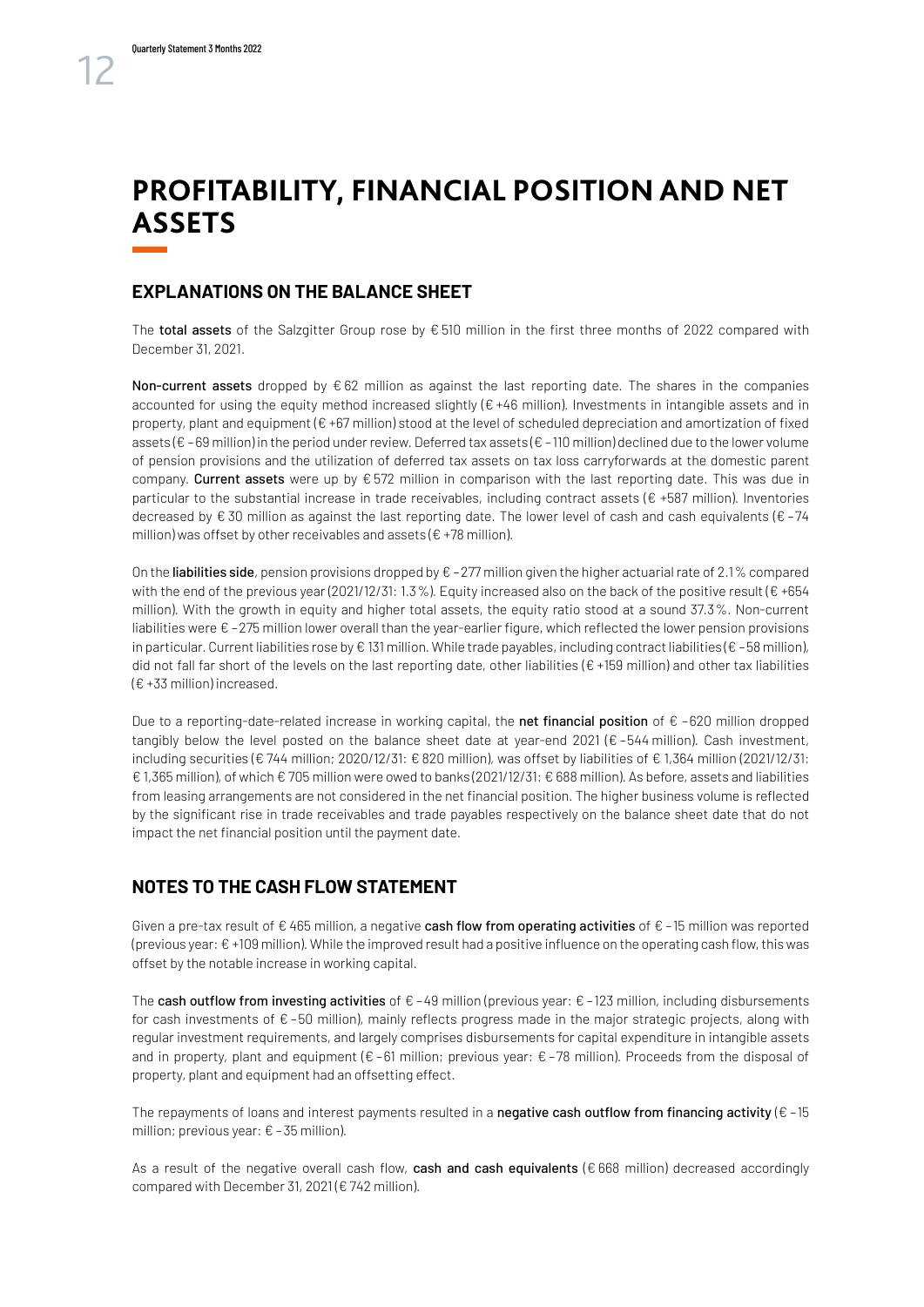# PROFITABILITY, FINANCIAL POSITION AND NET ASSETS

## EXPLANATIONS ON THE BALANCE SHEET

The **total assets** of the Salzgitter Group rose by € 510 million in the first three months of 2022 compared with December 31, 2021.

**Non-current assets** dropped by € 62 million as against the last reporting date. The shares in the companies accounted for using the equity method increased slightly (€ +46 million). Investments in intangible assets and in property, plant and equipment (€ +67 million) stood at the level of scheduled depreciation and amortization of fixed assets (€ –69 million) in the period under review. Deferred tax assets (€ –110 million) declined due to the lower volume of pension provisions and the utilization of deferred tax assets on tax loss carryforwards at the domestic parent company. **Current assets** were up by € 572 million in comparison with the last reporting date. This was due in particular to the substantial increase in trade receivables, including contract assets (€ +587 million). Inventories decreased by € 30 million as against the last reporting date. The lower level of cash and cash equivalents (€ –74 million) was offset by other receivables and assets (€ +78 million).

On the **liabilities side**, pension provisions dropped by € –277 million given the higher actuarial rate of 2.1 % compared with the end of the previous year (2021/12/31: 1.3 %). Equity increased also on the back of the positive result (€ +654 million). With the growth in equity and higher total assets, the equity ratio stood at a sound 37.3 %. Non-current liabilities were € –275 million lower overall than the year-earlier figure, which reflected the lower pension provisions in particular. Current liabilities rose by € 131 million. While trade payables, including contract liabilities (€ –58 million), did not fall far short of the levels on the last reporting date, other liabilities (€ +159 million) and other tax liabilities (€ +33 million) increased.

Due to a reporting-date-related increase in working capital, the **net financial position** of € –620 million dropped tangibly below the level posted on the balance sheet date at year-end 2021 (€ –544 million). Cash investment, including securities (€ 744 million; 2020/12/31: € 820 million), was offset by liabilities of € 1,364 million (2021/12/31: € 1,365 million), of which € 705 million were owed to banks (2021/12/31: € 688 million). As before, assets and liabilities from leasing arrangements are not considered in the net financial position. The higher business volume is reflected by the significant rise in trade receivables and trade payables respectively on the balance sheet date that do not impact the net financial position until the payment date.

## NOTES TO THE CASH FLOW STATEMENT

Given a pre-tax result of € 465 million, a negative **cash flow from operating activities** of € –15 million was reported (previous year: € +109 million). While the improved result had a positive influence on the operating cash flow, this was offset by the notable increase in working capital.

The **cash outflow from investing activities** of € –49 million (previous year: € –123 million, including disbursements for cash investments of € –50 million), mainly reflects progress made in the major strategic projects, along with regular investment requirements, and largely comprises disbursements for capital expenditure in intangible assets and in property, plant and equipment (€ –61 million; previous year: € –78 million). Proceeds from the disposal of property, plant and equipment had an offsetting effect.

The repayments of loans and interest payments resulted in a **negative cash outflow from financing activity** (€ –15 million; previous year: € –35 million).

As a result of the negative overall cash flow, **cash and cash equivalents** (€ 668 million) decreased accordingly compared with December 31, 2021 (€ 742 million).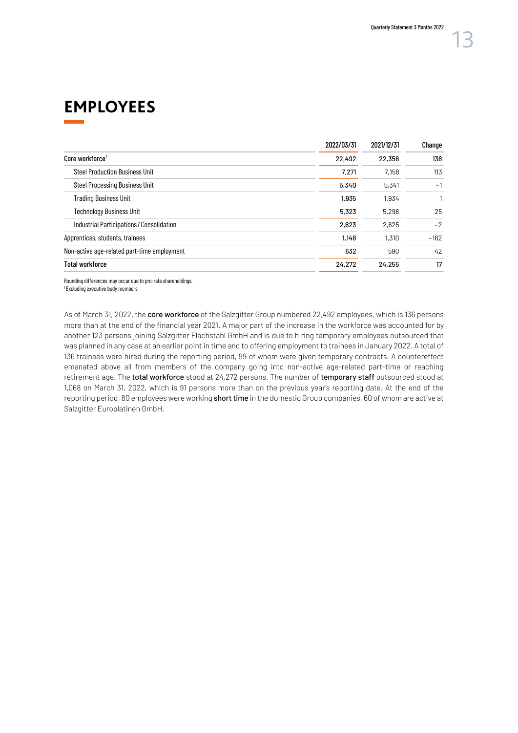# EMPLOYEES

| | 2022/03/31 | 2021/12/31 | Change |
|---|---|---|---|
| Core workforce[1] | 22,492 | 22,356 | 136 |
| Steel Production Business Unit | 7,271 | 7,158 | 113 |
| Steel Processing Business Unit | 5,340 | 5,341 | −1 |
| Trading Business Unit | 1,935 | 1,934 | 1 |
| Technology Business Unit | 5,323 | 5,298 | 25 |
| Industrial Participations / Consolidation | 2,623 | 2,625 | −2 |
| Apprentices, students, trainees | 1,148 | 1,310 | −162 |
| Non-active age-related part-time employment | 632 | 590 | 42 |
| Total workforce | 24,272 | 24,255 | 17 |

Rounding differences may occur due to pro-rata shareholdings.
[1] Excluding executive body members

As of March 31, 2022, the **core workforce** of the Salzgitter Group numbered 22,492 employees, which is 136 persons more than at the end of the financial year 2021. A major part of the increase in the workforce was accounted for by another 123 persons joining Salzgitter Flachstahl GmbH and is due to hiring temporary employees outsourced that was planned in any case at an earlier point in time and to offering employment to trainees in January 2022. A total of 136 trainees were hired during the reporting period, 99 of whom were given temporary contracts. A countereffect emanated above all from members of the company going into non-active age-related part-time or reaching retirement age. The **total workforce** stood at 24,272 persons. The number of **temporary staff** outsourced stood at 1,068 on March 31, 2022, which is 91 persons more than on the previous year's reporting date. At the end of the reporting period, 80 employees were working **short time** in the domestic Group companies, 60 of whom are active at Salzgitter Europlatinen GmbH.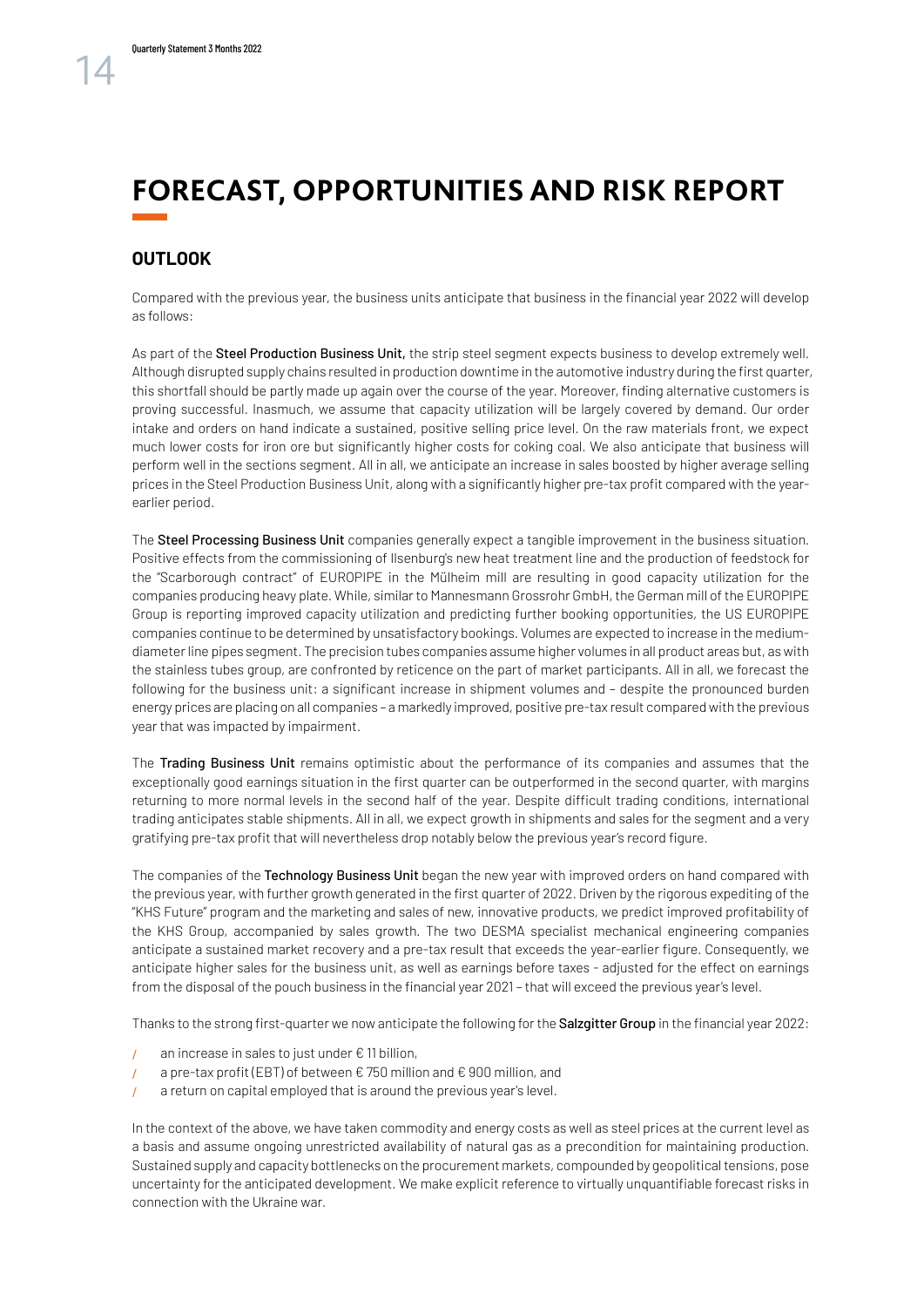# FORECAST, OPPORTUNITIES AND RISK REPORT

## OUTLOOK

Compared with the previous year, the business units anticipate that business in the financial year 2022 will develop as follows:

As part of the **Steel Production Business Unit,** the strip steel segment expects business to develop extremely well. Although disrupted supply chains resulted in production downtime in the automotive industry during the first quarter, this shortfall should be partly made up again over the course of the year. Moreover, finding alternative customers is proving successful. Inasmuch, we assume that capacity utilization will be largely covered by demand. Our order intake and orders on hand indicate a sustained, positive selling price level. On the raw materials front, we expect much lower costs for iron ore but significantly higher costs for coking coal. We also anticipate that business will perform well in the sections segment. All in all, we anticipate an increase in sales boosted by higher average selling prices in the Steel Production Business Unit, along with a significantly higher pre-tax profit compared with the year-earlier period.

The **Steel Processing Business Unit** companies generally expect a tangible improvement in the business situation. Positive effects from the commissioning of Ilsenburg's new heat treatment line and the production of feedstock for the "Scarborough contract" of EUROPIPE in the Mülheim mill are resulting in good capacity utilization for the companies producing heavy plate. While, similar to Mannesmann Grossrohr GmbH, the German mill of the EUROPIPE Group is reporting improved capacity utilization and predicting further booking opportunities, the US EUROPIPE companies continue to be determined by unsatisfactory bookings. Volumes are expected to increase in the medium-diameter line pipes segment. The precision tubes companies assume higher volumes in all product areas but, as with the stainless tubes group, are confronted by reticence on the part of market participants. All in all, we forecast the following for the business unit: a significant increase in shipment volumes and – despite the pronounced burden energy prices are placing on all companies – a markedly improved, positive pre-tax result compared with the previous year that was impacted by impairment.

The **Trading Business Unit** remains optimistic about the performance of its companies and assumes that the exceptionally good earnings situation in the first quarter can be outperformed in the second quarter, with margins returning to more normal levels in the second half of the year. Despite difficult trading conditions, international trading anticipates stable shipments. All in all, we expect growth in shipments and sales for the segment and a very gratifying pre-tax profit that will nevertheless drop notably below the previous year's record figure.

The companies of the **Technology Business Unit** began the new year with improved orders on hand compared with the previous year, with further growth generated in the first quarter of 2022. Driven by the rigorous expediting of the "KHS Future" program and the marketing and sales of new, innovative products, we predict improved profitability of the KHS Group, accompanied by sales growth. The two DESMA specialist mechanical engineering companies anticipate a sustained market recovery and a pre-tax result that exceeds the year-earlier figure. Consequently, we anticipate higher sales for the business unit, as well as earnings before taxes - adjusted for the effect on earnings from the disposal of the pouch business in the financial year 2021 – that will exceed the previous year's level.

Thanks to the strong first-quarter we now anticipate the following for the **Salzgitter Group** in the financial year 2022:

- an increase in sales to just under € 11 billion,
- a pre-tax profit (EBT) of between € 750 million and € 900 million, and
- a return on capital employed that is around the previous year's level.

In the context of the above, we have taken commodity and energy costs as well as steel prices at the current level as a basis and assume ongoing unrestricted availability of natural gas as a precondition for maintaining production. Sustained supply and capacity bottlenecks on the procurement markets, compounded by geopolitical tensions, pose uncertainty for the anticipated development. We make explicit reference to virtually unquantifiable forecast risks in connection with the Ukraine war.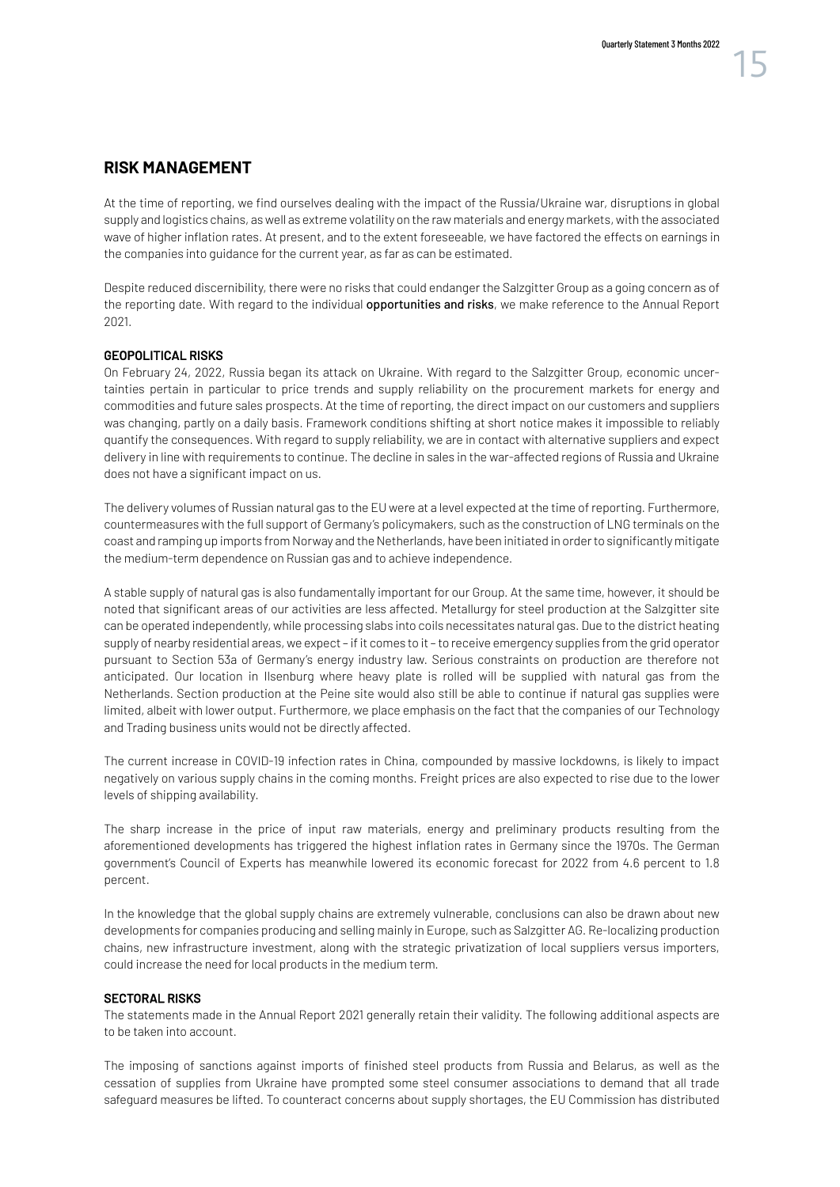## RISK MANAGEMENT

At the time of reporting, we find ourselves dealing with the impact of the Russia/Ukraine war, disruptions in global supply and logistics chains, as well as extreme volatility on the raw materials and energy markets, with the associated wave of higher inflation rates. At present, and to the extent foreseeable, we have factored the effects on earnings in the companies into guidance for the current year, as far as can be estimated.

Despite reduced discernibility, there were no risks that could endanger the Salzgitter Group as a going concern as of the reporting date. With regard to the individual **opportunities and risks**, we make reference to the Annual Report 2021.

**GEOPOLITICAL RISKS**

On February 24, 2022, Russia began its attack on Ukraine. With regard to the Salzgitter Group, economic uncertainties pertain in particular to price trends and supply reliability on the procurement markets for energy and commodities and future sales prospects. At the time of reporting, the direct impact on our customers and suppliers was changing, partly on a daily basis. Framework conditions shifting at short notice makes it impossible to reliably quantify the consequences. With regard to supply reliability, we are in contact with alternative suppliers and expect delivery in line with requirements to continue. The decline in sales in the war-affected regions of Russia and Ukraine does not have a significant impact on us.

The delivery volumes of Russian natural gas to the EU were at a level expected at the time of reporting. Furthermore, countermeasures with the full support of Germany's policymakers, such as the construction of LNG terminals on the coast and ramping up imports from Norway and the Netherlands, have been initiated in order to significantly mitigate the medium-term dependence on Russian gas and to achieve independence.

A stable supply of natural gas is also fundamentally important for our Group. At the same time, however, it should be noted that significant areas of our activities are less affected. Metallurgy for steel production at the Salzgitter site can be operated independently, while processing slabs into coils necessitates natural gas. Due to the district heating supply of nearby residential areas, we expect – if it comes to it – to receive emergency supplies from the grid operator pursuant to Section 53a of Germany's energy industry law. Serious constraints on production are therefore not anticipated. Our location in Ilsenburg where heavy plate is rolled will be supplied with natural gas from the Netherlands. Section production at the Peine site would also still be able to continue if natural gas supplies were limited, albeit with lower output. Furthermore, we place emphasis on the fact that the companies of our Technology and Trading business units would not be directly affected.

The current increase in COVID-19 infection rates in China, compounded by massive lockdowns, is likely to impact negatively on various supply chains in the coming months. Freight prices are also expected to rise due to the lower levels of shipping availability.

The sharp increase in the price of input raw materials, energy and preliminary products resulting from the aforementioned developments has triggered the highest inflation rates in Germany since the 1970s. The German government's Council of Experts has meanwhile lowered its economic forecast for 2022 from 4.6 percent to 1.8 percent.

In the knowledge that the global supply chains are extremely vulnerable, conclusions can also be drawn about new developments for companies producing and selling mainly in Europe, such as Salzgitter AG. Re-localizing production chains, new infrastructure investment, along with the strategic privatization of local suppliers versus importers, could increase the need for local products in the medium term.

**SECTORAL RISKS**

The statements made in the Annual Report 2021 generally retain their validity. The following additional aspects are to be taken into account.

The imposing of sanctions against imports of finished steel products from Russia and Belarus, as well as the cessation of supplies from Ukraine have prompted some steel consumer associations to demand that all trade safeguard measures be lifted. To counteract concerns about supply shortages, the EU Commission has distributed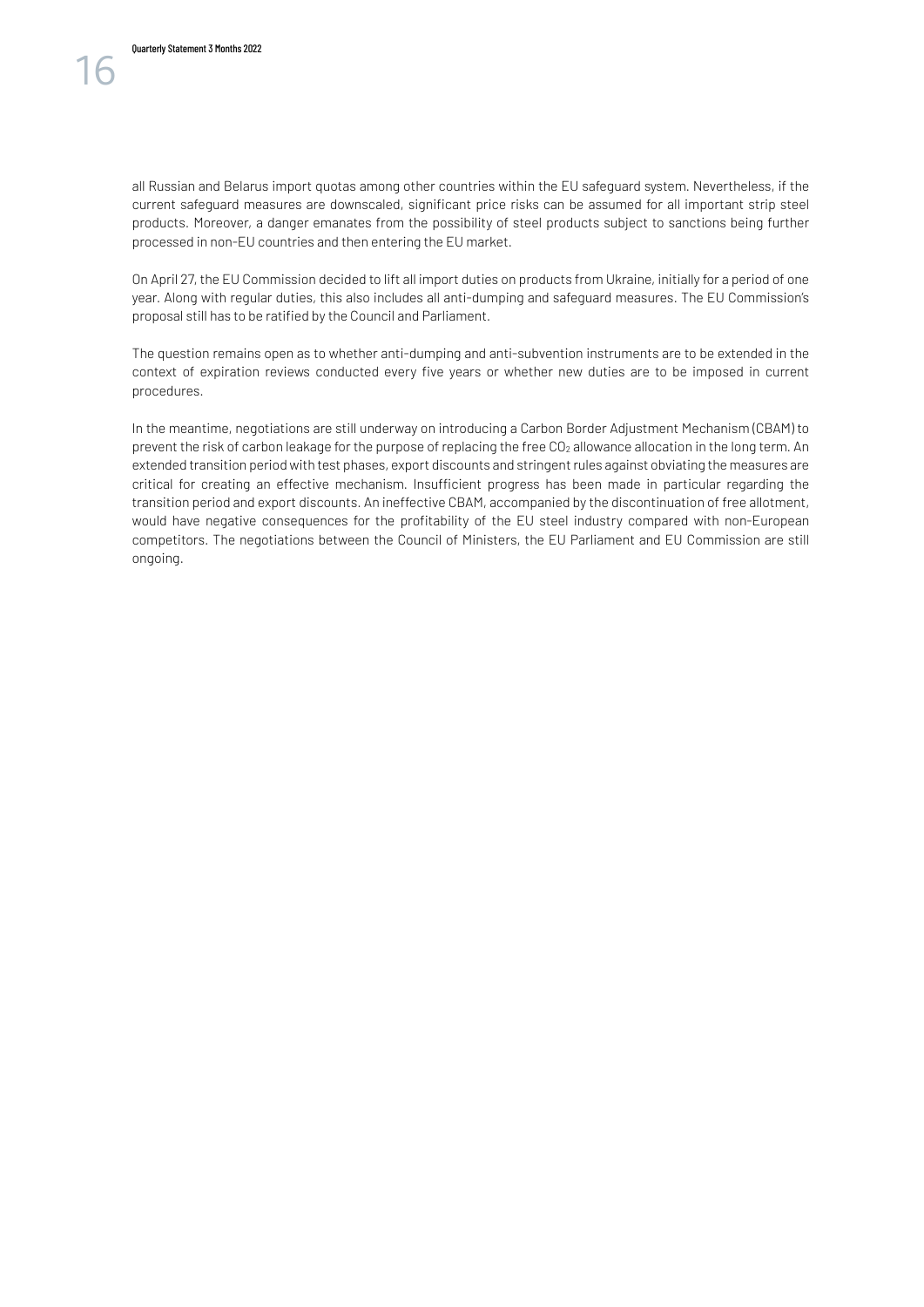all Russian and Belarus import quotas among other countries within the EU safeguard system. Nevertheless, if the current safeguard measures are downscaled, significant price risks can be assumed for all important strip steel products. Moreover, a danger emanates from the possibility of steel products subject to sanctions being further processed in non-EU countries and then entering the EU market.

On April 27, the EU Commission decided to lift all import duties on products from Ukraine, initially for a period of one year. Along with regular duties, this also includes all anti-dumping and safeguard measures. The EU Commission's proposal still has to be ratified by the Council and Parliament.

The question remains open as to whether anti-dumping and anti-subvention instruments are to be extended in the context of expiration reviews conducted every five years or whether new duties are to be imposed in current procedures.

In the meantime, negotiations are still underway on introducing a Carbon Border Adjustment Mechanism (CBAM) to prevent the risk of carbon leakage for the purpose of replacing the free $CO_2$ allowance allocation in the long term. An extended transition period with test phases, export discounts and stringent rules against obviating the measures are critical for creating an effective mechanism. Insufficient progress has been made in particular regarding the transition period and export discounts. An ineffective CBAM, accompanied by the discontinuation of free allotment, would have negative consequences for the profitability of the EU steel industry compared with non-European competitors. The negotiations between the Council of Ministers, the EU Parliament and EU Commission are still ongoing.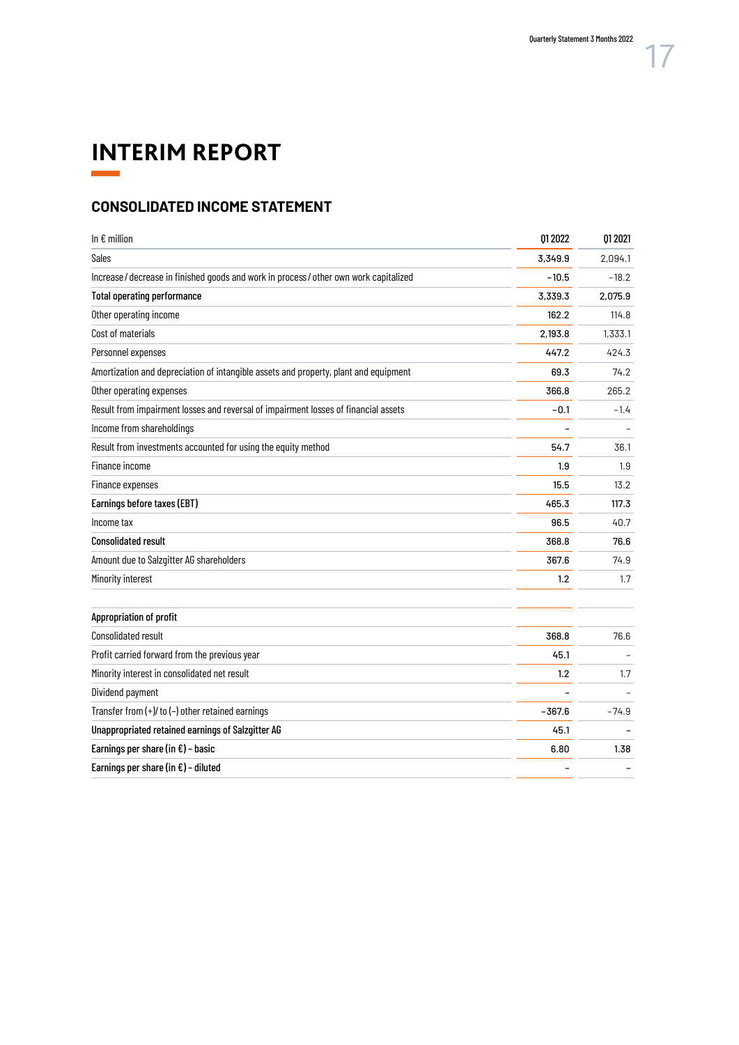# INTERIM REPORT

## CONSOLIDATED INCOME STATEMENT

| In € million | Q1 2022 | Q1 2021 |
|---|---|---|
| Sales | 3,349.9 | 2,094.1 |
| Increase / decrease in finished goods and work in process / other own work capitalized | −10.5 | −18.2 |
| **Total operating performance** | 3,339.3 | 2,075.9 |
| Other operating income | 162.2 | 114.8 |
| Cost of materials | 2,193.8 | 1,333.1 |
| Personnel expenses | 447.2 | 424.3 |
| Amortization and depreciation of intangible assets and property, plant and equipment | 69.3 | 74.2 |
| Other operating expenses | 366.8 | 265.2 |
| Result from impairment losses and reversal of impairment losses of financial assets | −0.1 | −1.4 |
| Income from shareholdings | – | – |
| Result from investments accounted for using the equity method | 54.7 | 36.1 |
| Finance income | 1.9 | 1.9 |
| Finance expenses | 15.5 | 13.2 |
| **Earnings before taxes (EBT)** | 465.3 | 117.3 |
| Income tax | 96.5 | 40.7 |
| **Consolidated result** | 368.8 | 76.6 |
| Amount due to Salzgitter AG shareholders | 367.6 | 74.9 |
| Minority interest | 1.2 | 1.7 |
| | | |
| **Appropriation of profit** | | |
| Consolidated result | 368.8 | 76.6 |
| Profit carried forward from the previous year | 45.1 | – |
| Minority interest in consolidated net result | 1.2 | 1.7 |
| Dividend payment | – | – |
| Transfer from (+)/ to (−) other retained earnings | −367.6 | −74.9 |
| **Unappropriated retained earnings of Salzgitter AG** | 45.1 | – |
| **Earnings per share (in €) – basic** | 6.80 | 1.38 |
| **Earnings per share (in €) – diluted** | – | – |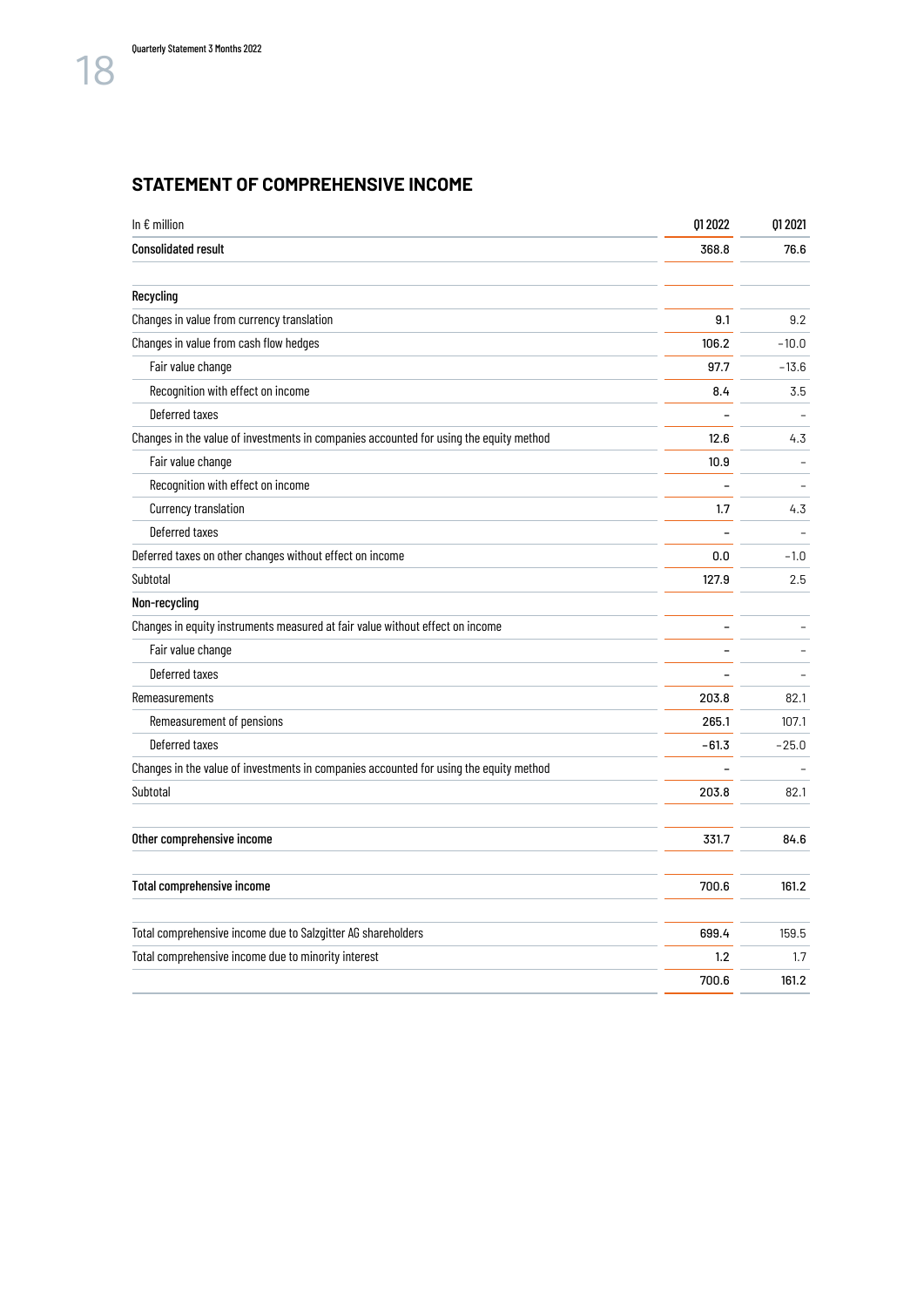## STATEMENT OF COMPREHENSIVE INCOME

| In € million | Q1 2022 | Q1 2021 |
|---|---|---|
| **Consolidated result** | 368.8 | 76.6 |
| | | |
| **Recycling** | | |
| Changes in value from currency translation | 9.1 | 9.2 |
| Changes in value from cash flow hedges | 106.2 | −10.0 |
| Fair value change | 97.7 | −13.6 |
| Recognition with effect on income | 8.4 | 3.5 |
| Deferred taxes | – | – |
| Changes in the value of investments in companies accounted for using the equity method | 12.6 | 4.3 |
| Fair value change | 10.9 | – |
| Recognition with effect on income | – | – |
| Currency translation | 1.7 | 4.3 |
| Deferred taxes | – | – |
| Deferred taxes on other changes without effect on income | 0.0 | −1.0 |
| Subtotal | 127.9 | 2.5 |
| **Non-recycling** | | |
| Changes in equity instruments measured at fair value without effect on income | – | – |
| Fair value change | – | – |
| Deferred taxes | – | – |
| Remeasurements | 203.8 | 82.1 |
| Remeasurement of pensions | 265.1 | 107.1 |
| Deferred taxes | −61.3 | −25.0 |
| Changes in the value of investments in companies accounted for using the equity method | – | – |
| Subtotal | 203.8 | 82.1 |
| | | |
| **Other comprehensive income** | 331.7 | 84.6 |
| | | |
| **Total comprehensive income** | 700.6 | 161.2 |
| | | |
| Total comprehensive income due to Salzgitter AG shareholders | 699.4 | 159.5 |
| Total comprehensive income due to minority interest | 1.2 | 1.7 |
| | 700.6 | 161.2 |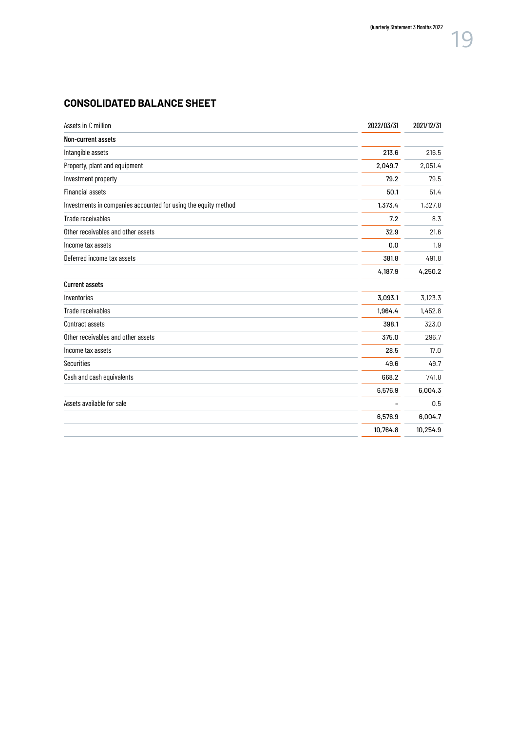## CONSOLIDATED BALANCE SHEET

| Assets in € million | 2022/03/31 | 2021/12/31 |
|---|---|---|
| **Non-current assets** | | |
| Intangible assets | 213.6 | 216.5 |
| Property, plant and equipment | 2,049.7 | 2,051.4 |
| Investment property | 79.2 | 79.5 |
| Financial assets | 50.1 | 51.4 |
| Investments in companies accounted for using the equity method | 1,373.4 | 1,327.8 |
| Trade receivables | 7.2 | 8.3 |
| Other receivables and other assets | 32.9 | 21.6 |
| Income tax assets | 0.0 | 1.9 |
| Deferred income tax assets | 381.8 | 491.8 |
| | 4,187.9 | 4,250.2 |
| **Current assets** | | |
| Inventories | 3,093.1 | 3,123.3 |
| Trade receivables | 1,964.4 | 1,452.8 |
| Contract assets | 398.1 | 323.0 |
| Other receivables and other assets | 375.0 | 296.7 |
| Income tax assets | 28.5 | 17.0 |
| Securities | 49.6 | 49.7 |
| Cash and cash equivalents | 668.2 | 741.8 |
| | 6,576.9 | 6,004.3 |
| Assets available for sale | – | 0.5 |
| | 6,576.9 | 6,004.7 |
| | 10,764.8 | 10,254.9 |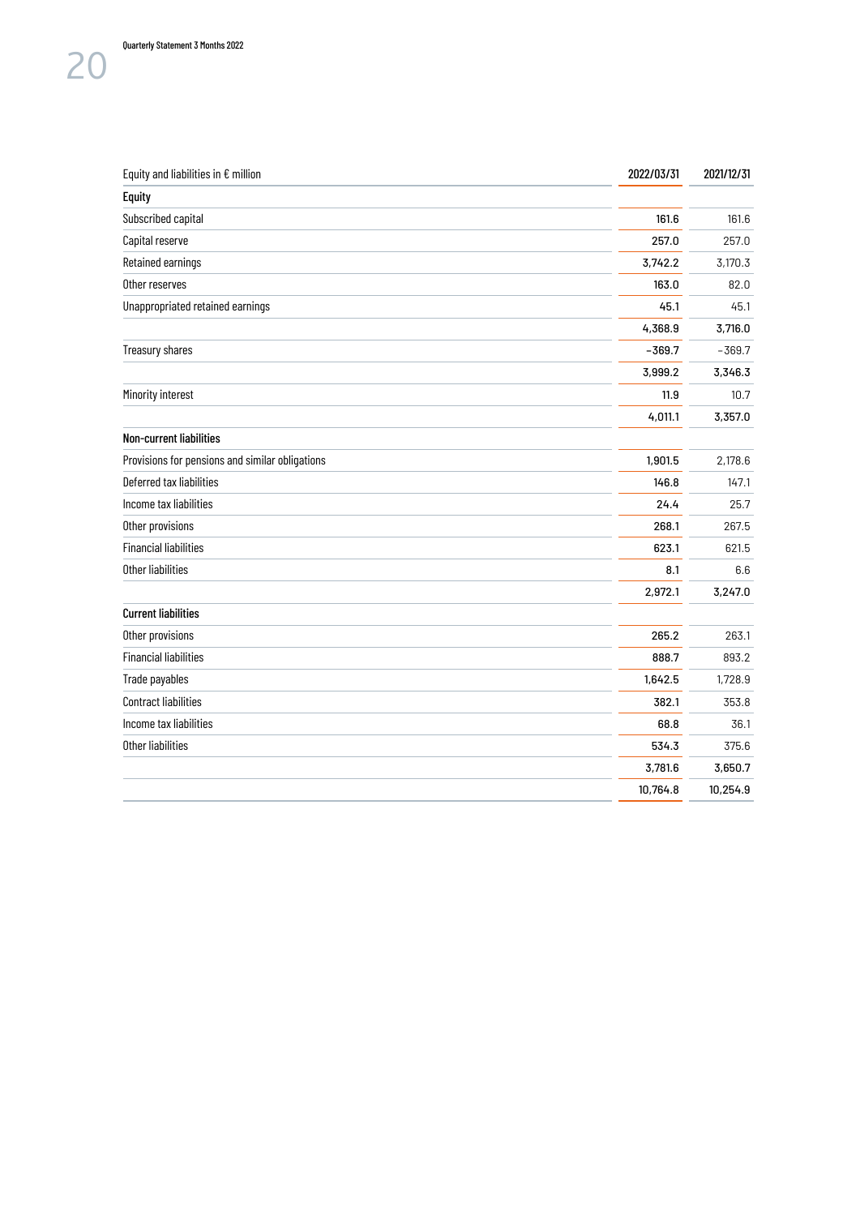| Equity and liabilities in € million | 2022/03/31 | 2021/12/31 |
|---|---|---|
| **Equity** | | |
| Subscribed capital | 161.6 | 161.6 |
| Capital reserve | 257.0 | 257.0 |
| Retained earnings | 3,742.2 | 3,170.3 |
| Other reserves | 163.0 | 82.0 |
| Unappropriated retained earnings | 45.1 | 45.1 |
| | 4,368.9 | 3,716.0 |
| Treasury shares | –369.7 | –369.7 |
| | 3,999.2 | 3,346.3 |
| Minority interest | 11.9 | 10.7 |
| | 4,011.1 | 3,357.0 |
| **Non-current liabilities** | | |
| Provisions for pensions and similar obligations | 1,901.5 | 2,178.6 |
| Deferred tax liabilities | 146.8 | 147.1 |
| Income tax liabilities | 24.4 | 25.7 |
| Other provisions | 268.1 | 267.5 |
| Financial liabilities | 623.1 | 621.5 |
| Other liabilities | 8.1 | 6.6 |
| | 2,972.1 | 3,247.0 |
| **Current liabilities** | | |
| Other provisions | 265.2 | 263.1 |
| Financial liabilities | 888.7 | 893.2 |
| Trade payables | 1,642.5 | 1,728.9 |
| Contract liabilities | 382.1 | 353.8 |
| Income tax liabilities | 68.8 | 36.1 |
| Other liabilities | 534.3 | 375.6 |
| | 3,781.6 | 3,650.7 |
| | 10,764.8 | 10,254.9 |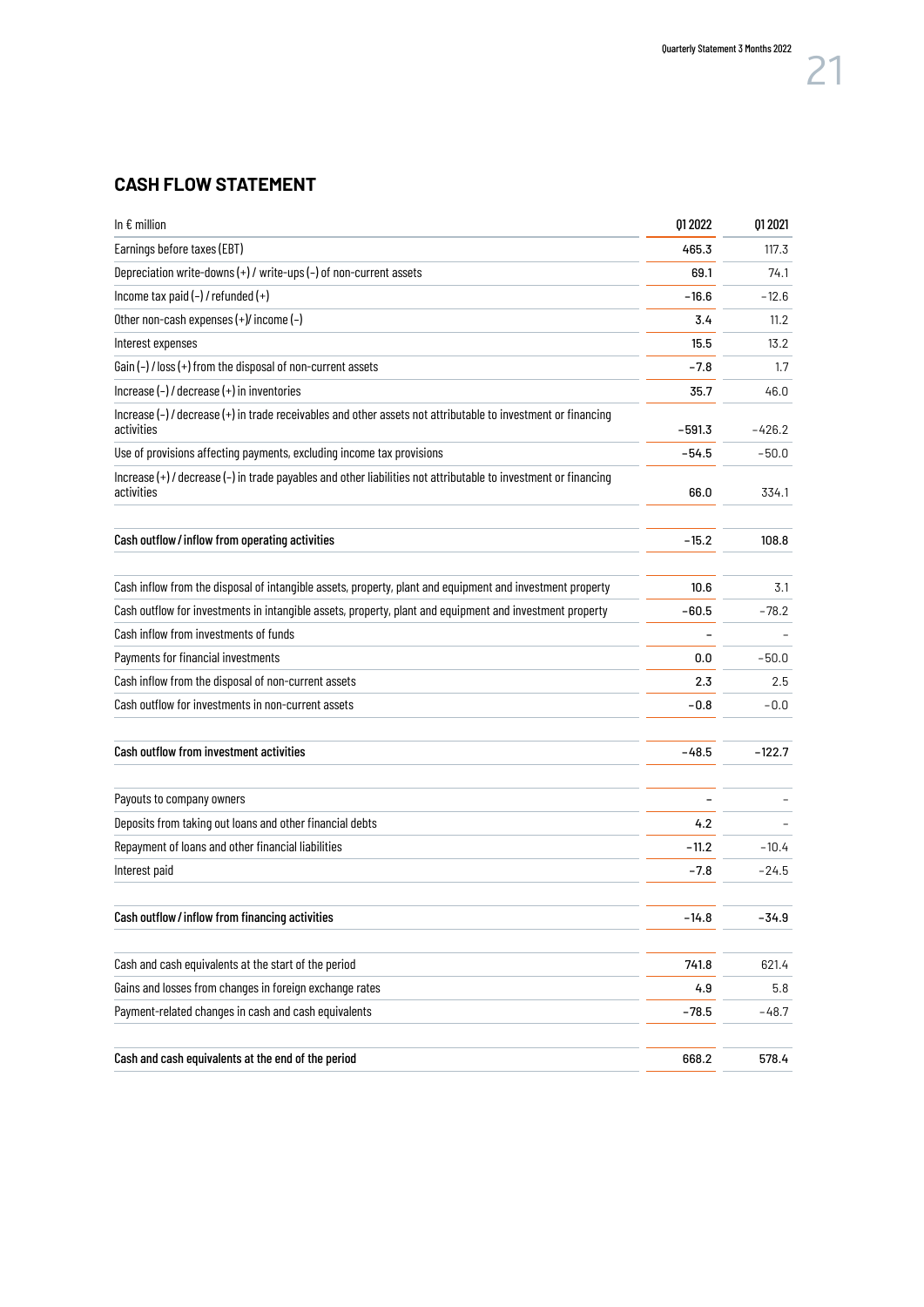## CASH FLOW STATEMENT

| In € million | Q1 2022 | Q1 2021 |
|---|---|---|
| Earnings before taxes (EBT) | 465.3 | 117.3 |
| Depreciation write-downs (+) / write-ups (–) of non-current assets | 69.1 | 74.1 |
| Income tax paid (–) / refunded (+) | –16.6 | –12.6 |
| Other non-cash expenses (+)/ income (–) | 3.4 | 11.2 |
| Interest expenses | 15.5 | 13.2 |
| Gain (–) / loss (+) from the disposal of non-current assets | –7.8 | 1.7 |
| Increase (–) / decrease (+) in inventories | 35.7 | 46.0 |
| Increase (–) / decrease (+) in trade receivables and other assets not attributable to investment or financing activities | –591.3 | –426.2 |
| Use of provisions affecting payments, excluding income tax provisions | –54.5 | –50.0 |
| Increase (+) / decrease (–) in trade payables and other liabilities not attributable to investment or financing activities | 66.0 | 334.1 |
| **Cash outflow / inflow from operating activities** | –15.2 | 108.8 |
| Cash inflow from the disposal of intangible assets, property, plant and equipment and investment property | 10.6 | 3.1 |
| Cash outflow for investments in intangible assets, property, plant and equipment and investment property | –60.5 | –78.2 |
| Cash inflow from investments of funds | – | – |
| Payments for financial investments | 0.0 | –50.0 |
| Cash inflow from the disposal of non-current assets | 2.3 | 2.5 |
| Cash outflow for investments in non-current assets | –0.8 | –0.0 |
| **Cash outflow from investment activities** | –48.5 | –122.7 |
| Payouts to company owners | – | – |
| Deposits from taking out loans and other financial debts | 4.2 | – |
| Repayment of loans and other financial liabilities | –11.2 | –10.4 |
| Interest paid | –7.8 | –24.5 |
| **Cash outflow / inflow from financing activities** | –14.8 | –34.9 |
| Cash and cash equivalents at the start of the period | 741.8 | 621.4 |
| Gains and losses from changes in foreign exchange rates | 4.9 | 5.8 |
| Payment-related changes in cash and cash equivalents | –78.5 | –48.7 |
| **Cash and cash equivalents at the end of the period** | 668.2 | 578.4 |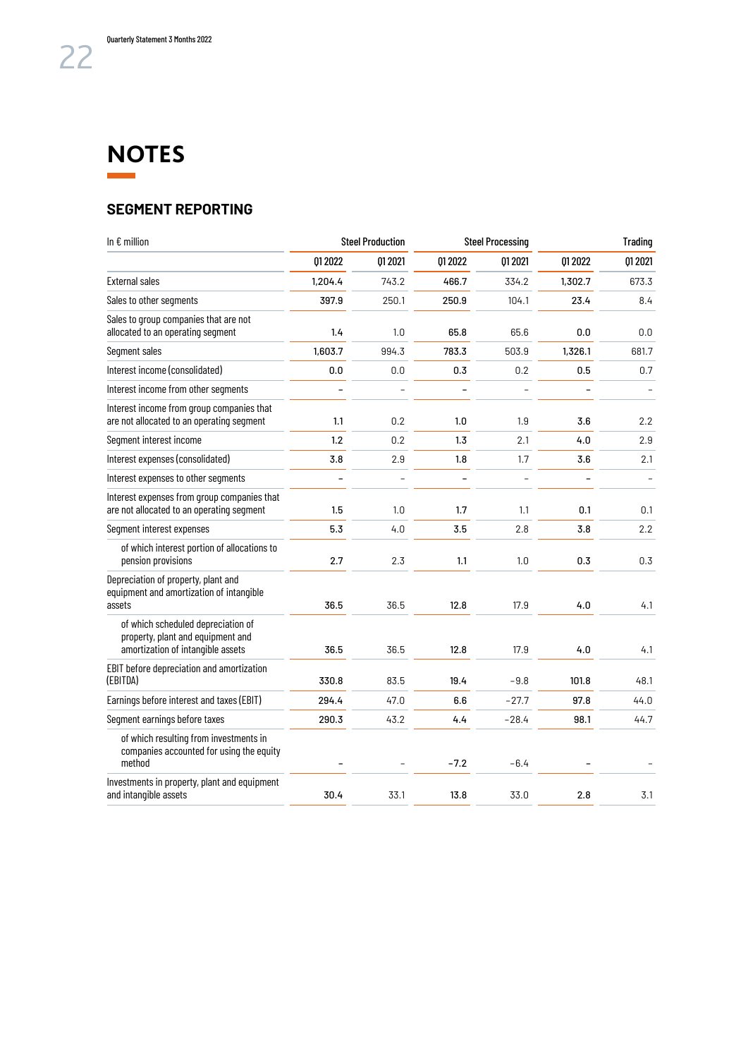# NOTES

## SEGMENT REPORTING

| In € million | Steel Production | | Steel Processing | | Trading | |
|---|---|---|---|---|---|---|
| | Q1 2022 | Q1 2021 | Q1 2022 | Q1 2021 | Q1 2022 | Q1 2021 |
| External sales | 1,204.4 | 743.2 | 466.7 | 334.2 | 1,302.7 | 673.3 |
| Sales to other segments | 397.9 | 250.1 | 250.9 | 104.1 | 23.4 | 8.4 |
| Sales to group companies that are not allocated to an operating segment | 1.4 | 1.0 | 65.8 | 65.6 | 0.0 | 0.0 |
| Segment sales | 1,603.7 | 994.3 | 783.3 | 503.9 | 1,326.1 | 681.7 |
| Interest income (consolidated) | 0.0 | 0.0 | 0.3 | 0.2 | 0.5 | 0.7 |
| Interest income from other segments | – | – | – | – | – | – |
| Interest income from group companies that are not allocated to an operating segment | 1.1 | 0.2 | 1.0 | 1.9 | 3.6 | 2.2 |
| Segment interest income | 1.2 | 0.2 | 1.3 | 2.1 | 4.0 | 2.9 |
| Interest expenses (consolidated) | 3.8 | 2.9 | 1.8 | 1.7 | 3.6 | 2.1 |
| Interest expenses to other segments | – | – | – | – | – | – |
| Interest expenses from group companies that are not allocated to an operating segment | 1.5 | 1.0 | 1.7 | 1.1 | 0.1 | 0.1 |
| Segment interest expenses | 5.3 | 4.0 | 3.5 | 2.8 | 3.8 | 2.2 |
| of which interest portion of allocations to pension provisions | 2.7 | 2.3 | 1.1 | 1.0 | 0.3 | 0.3 |
| Depreciation of property, plant and equipment and amortization of intangible assets | 36.5 | 36.5 | 12.8 | 17.9 | 4.0 | 4.1 |
| of which scheduled depreciation of property, plant and equipment and amortization of intangible assets | 36.5 | 36.5 | 12.8 | 17.9 | 4.0 | 4.1 |
| EBIT before depreciation and amortization (EBITDA) | 330.8 | 83.5 | 19.4 | −9.8 | 101.8 | 48.1 |
| Earnings before interest and taxes (EBIT) | 294.4 | 47.0 | 6.6 | −27.7 | 97.8 | 44.0 |
| Segment earnings before taxes | 290.3 | 43.2 | 4.4 | −28.4 | 98.1 | 44.7 |
| of which resulting from investments in companies accounted for using the equity method | – | – | −7.2 | −6.4 | – | – |
| Investments in property, plant and equipment and intangible assets | 30.4 | 33.1 | 13.8 | 33.0 | 2.8 | 3.1 |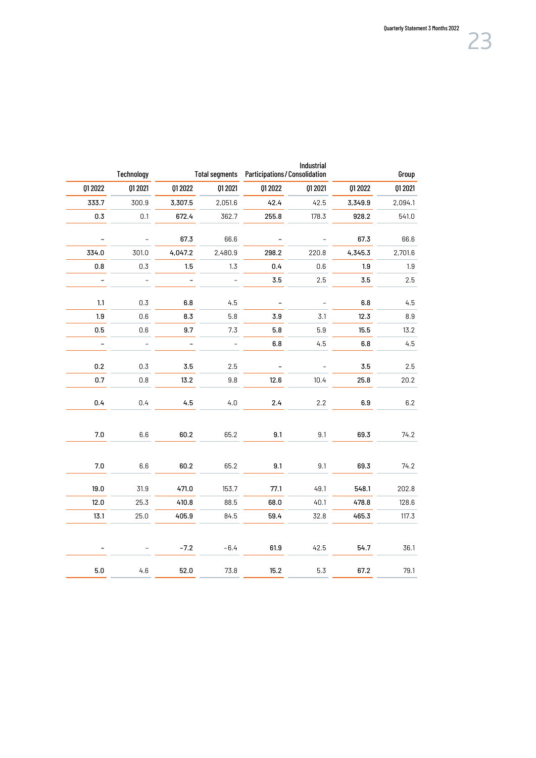| Technology | | Total segments | | Industrial Participations / Consolidation | | Group | |
|---|---|---|---|---|---|---|---|
| Q1 2022 | Q1 2021 | Q1 2022 | Q1 2021 | Q1 2022 | Q1 2021 | Q1 2022 | Q1 2021 |
| 333.7 | 300.9 | 3,307.5 | 2,051.6 | 42.4 | 42.5 | 3,349.9 | 2,094.1 |
| 0.3 | 0.1 | 672.4 | 362.7 | 255.8 | 178.3 | 928.2 | 541.0 |
| – | – | 67.3 | 66.6 | – | – | 67.3 | 66.6 |
| 334.0 | 301.0 | 4,047.2 | 2,480.9 | 298.2 | 220.8 | 4,345.3 | 2,701.6 |
| 0.8 | 0.3 | 1.5 | 1.3 | 0.4 | 0.6 | 1.9 | 1.9 |
| – | – | – | – | 3.5 | 2.5 | 3.5 | 2.5 |
| 1.1 | 0.3 | 6.8 | 4.5 | – | – | 6.8 | 4.5 |
| 1.9 | 0.6 | 8.3 | 5.8 | 3.9 | 3.1 | 12.3 | 8.9 |
| 0.5 | 0.6 | 9.7 | 7.3 | 5.8 | 5.9 | 15.5 | 13.2 |
| – | – | – | – | 6.8 | 4.5 | 6.8 | 4.5 |
| 0.2 | 0.3 | 3.5 | 2.5 | – | – | 3.5 | 2.5 |
| 0.7 | 0.8 | 13.2 | 9.8 | 12.6 | 10.4 | 25.8 | 20.2 |
| 0.4 | 0.4 | 4.5 | 4.0 | 2.4 | 2.2 | 6.9 | 6.2 |
| 7.0 | 6.6 | 60.2 | 65.2 | 9.1 | 9.1 | 69.3 | 74.2 |
| 7.0 | 6.6 | 60.2 | 65.2 | 9.1 | 9.1 | 69.3 | 74.2 |
| 19.0 | 31.9 | 471.0 | 153.7 | 77.1 | 49.1 | 548.1 | 202.8 |
| 12.0 | 25.3 | 410.8 | 88.5 | 68.0 | 40.1 | 478.8 | 128.6 |
| 13.1 | 25.0 | 405.9 | 84.5 | 59.4 | 32.8 | 465.3 | 117.3 |
| – | – | −7.2 | −6.4 | 61.9 | 42.5 | 54.7 | 36.1 |
| 5.0 | 4.6 | 52.0 | 73.8 | 15.2 | 5.3 | 67.2 | 79.1 |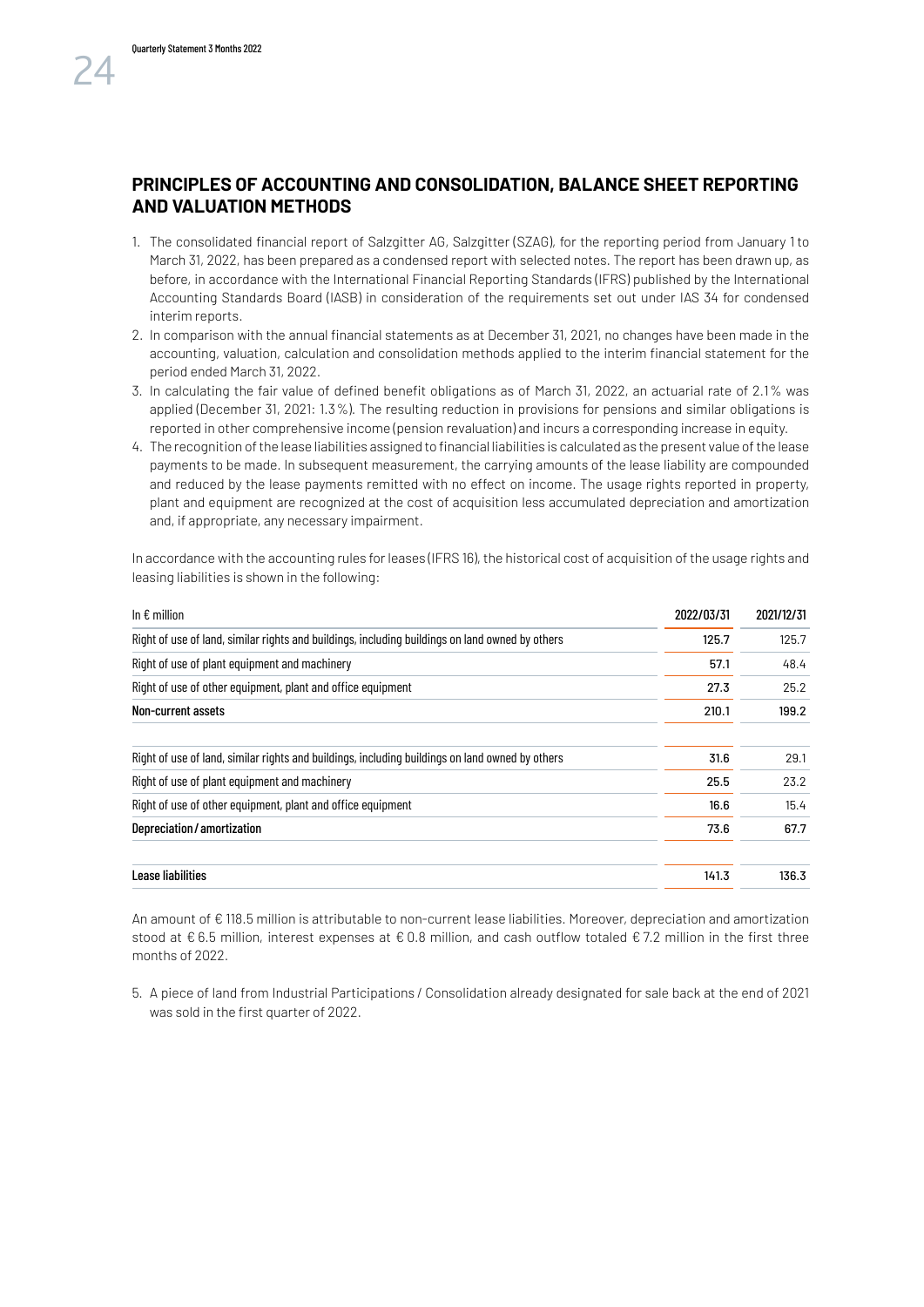## PRINCIPLES OF ACCOUNTING AND CONSOLIDATION, BALANCE SHEET REPORTING AND VALUATION METHODS

1. The consolidated financial report of Salzgitter AG, Salzgitter (SZAG), for the reporting period from January 1 to March 31, 2022, has been prepared as a condensed report with selected notes. The report has been drawn up, as before, in accordance with the International Financial Reporting Standards (IFRS) published by the International Accounting Standards Board (IASB) in consideration of the requirements set out under IAS 34 for condensed interim reports.
2. In comparison with the annual financial statements as at December 31, 2021, no changes have been made in the accounting, valuation, calculation and consolidation methods applied to the interim financial statement for the period ended March 31, 2022.
3. In calculating the fair value of defined benefit obligations as of March 31, 2022, an actuarial rate of 2.1% was applied (December 31, 2021: 1.3%). The resulting reduction in provisions for pensions and similar obligations is reported in other comprehensive income (pension revaluation) and incurs a corresponding increase in equity.
4. The recognition of the lease liabilities assigned to financial liabilities is calculated as the present value of the lease payments to be made. In subsequent measurement, the carrying amounts of the lease liability are compounded and reduced by the lease payments remitted with no effect on income. The usage rights reported in property, plant and equipment are recognized at the cost of acquisition less accumulated depreciation and amortization and, if appropriate, any necessary impairment.

In accordance with the accounting rules for leases (IFRS 16), the historical cost of acquisition of the usage rights and leasing liabilities is shown in the following:

| In € million | 2022/03/31 | 2021/12/31 |
|---|---|---|
| Right of use of land, similar rights and buildings, including buildings on land owned by others | 125.7 | 125.7 |
| Right of use of plant equipment and machinery | 57.1 | 48.4 |
| Right of use of other equipment, plant and office equipment | 27.3 | 25.2 |
| **Non-current assets** | **210.1** | **199.2** |
| | | |
| Right of use of land, similar rights and buildings, including buildings on land owned by others | 31.6 | 29.1 |
| Right of use of plant equipment and machinery | 25.5 | 23.2 |
| Right of use of other equipment, plant and office equipment | 16.6 | 15.4 |
| **Depreciation / amortization** | **73.6** | **67.7** |
| | | |
| **Lease liabilities** | **141.3** | **136.3** |

An amount of € 118.5 million is attributable to non-current lease liabilities. Moreover, depreciation and amortization stood at € 6.5 million, interest expenses at € 0.8 million, and cash outflow totaled € 7.2 million in the first three months of 2022.

5. A piece of land from Industrial Participations / Consolidation already designated for sale back at the end of 2021 was sold in the first quarter of 2022.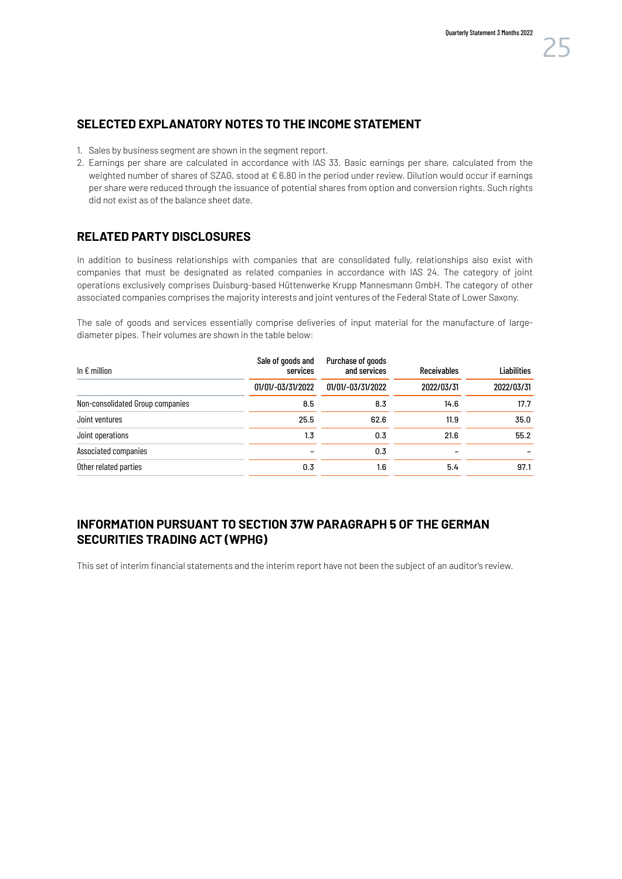## SELECTED EXPLANATORY NOTES TO THE INCOME STATEMENT

1. Sales by business segment are shown in the segment report.
2. Earnings per share are calculated in accordance with IAS 33. Basic earnings per share, calculated from the weighted number of shares of SZAG, stood at € 6.80 in the period under review. Dilution would occur if earnings per share were reduced through the issuance of potential shares from option and conversion rights. Such rights did not exist as of the balance sheet date.

## RELATED PARTY DISCLOSURES

In addition to business relationships with companies that are consolidated fully, relationships also exist with companies that must be designated as related companies in accordance with IAS 24. The category of joint operations exclusively comprises Duisburg-based Hüttenwerke Krupp Mannesmann GmbH. The category of other associated companies comprises the majority interests and joint ventures of the Federal State of Lower Saxony.

The sale of goods and services essentially comprise deliveries of input material for the manufacture of large-diameter pipes. Their volumes are shown in the table below:

| In € million | Sale of goods and services | Purchase of goods and services | Receivables | Liabilities |
|---|---|---|---|---|
| | 01/01/-03/31/2022 | 01/01/-03/31/2022 | 2022/03/31 | 2022/03/31 |
| Non-consolidated Group companies | 8.5 | 8.3 | 14.6 | 17.7 |
| Joint ventures | 25.5 | 62.6 | 11.9 | 35.0 |
| Joint operations | 1.3 | 0.3 | 21.6 | 55.2 |
| Associated companies | – | 0.3 | – | – |
| Other related parties | 0.3 | 1.6 | 5.4 | 97.1 |

## INFORMATION PURSUANT TO SECTION 37W PARAGRAPH 5 OF THE GERMAN SECURITIES TRADING ACT (WPHG)

This set of interim financial statements and the interim report have not been the subject of an auditor's review.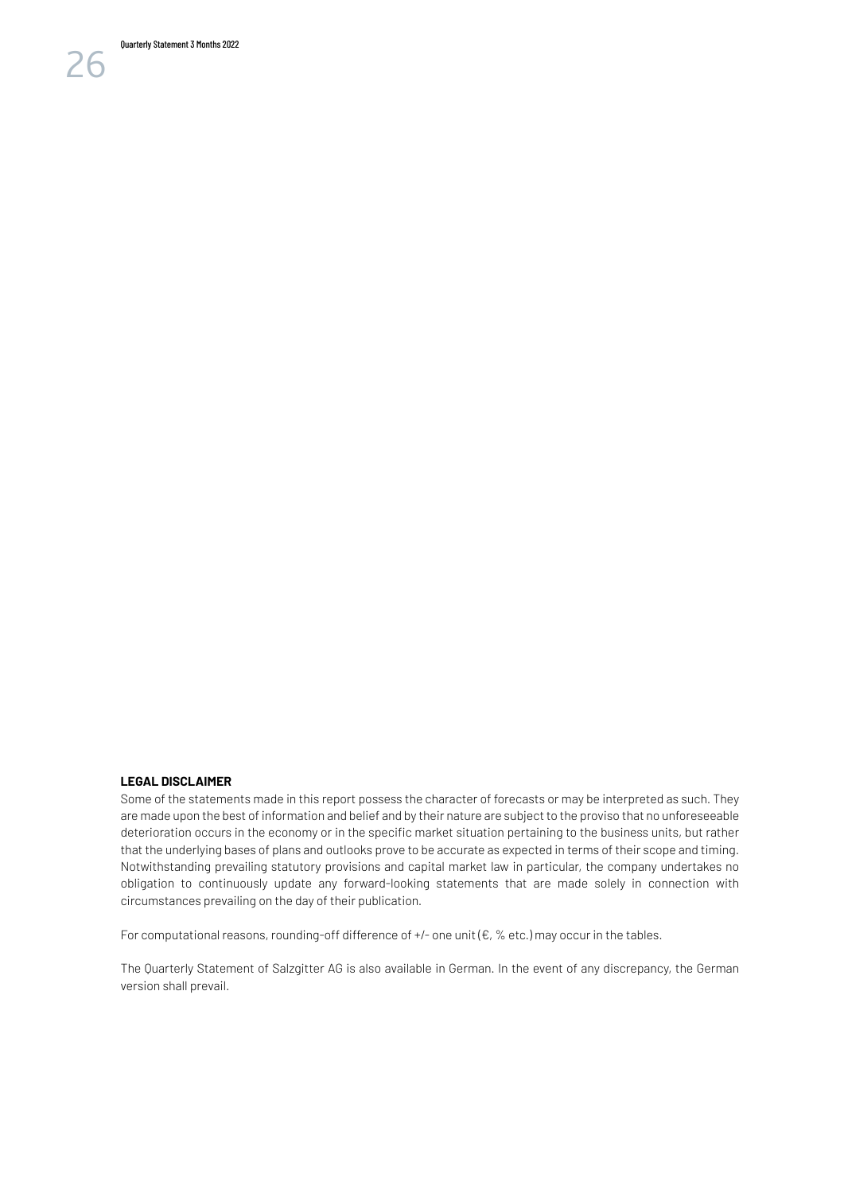**LEGAL DISCLAIMER**

Some of the statements made in this report possess the character of forecasts or may be interpreted as such. They are made upon the best of information and belief and by their nature are subject to the proviso that no unforeseeable deterioration occurs in the economy or in the specific market situation pertaining to the business units, but rather that the underlying bases of plans and outlooks prove to be accurate as expected in terms of their scope and timing. Notwithstanding prevailing statutory provisions and capital market law in particular, the company undertakes no obligation to continuously update any forward-looking statements that are made solely in connection with circumstances prevailing on the day of their publication.

For computational reasons, rounding-off difference of +/- one unit (€, % etc.) may occur in the tables.

The Quarterly Statement of Salzgitter AG is also available in German. In the event of any discrepancy, the German version shall prevail.